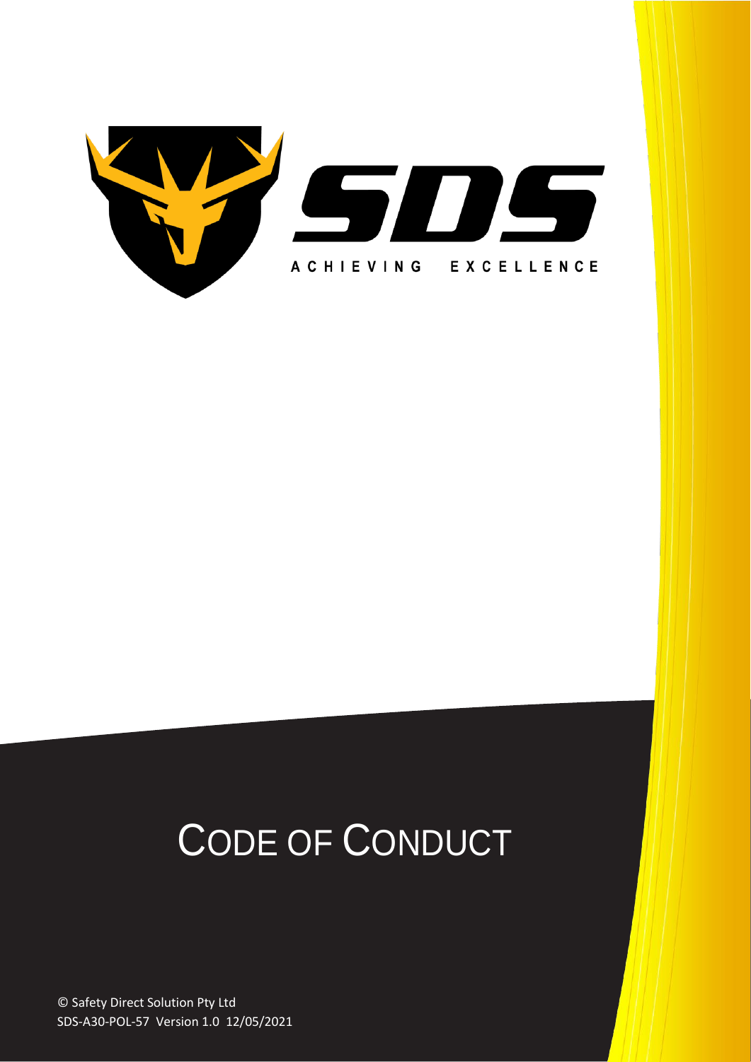SDS

ACHIEVING EXCELLENCE

# CODE OF CONDUCT

© Safety Direct Solution Pty Ltd

SDS-A30-POL-57 Version 1.0 12/05/2021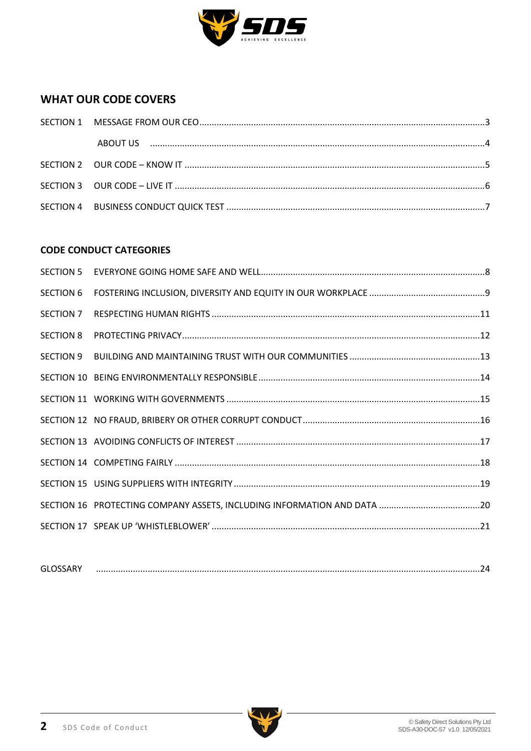## WHAT OUR CODE COVERS

| | | |
|---|---|---|
| SECTION 1 | MESSAGE FROM OUR CEO | 3 |
| | ABOUT US | 4 |
| SECTION 2 | OUR CODE – KNOW IT | 5 |
| SECTION 3 | OUR CODE – LIVE IT | 6 |
| SECTION 4 | BUSINESS CONDUCT QUICK TEST | 7 |

### CODE CONDUCT CATEGORIES

| | | |
|---|---|---|
| SECTION 5 | EVERYONE GOING HOME SAFE AND WELL | 8 |
| SECTION 6 | FOSTERING INCLUSION, DIVERSITY AND EQUITY IN OUR WORKPLACE | 9 |
| SECTION 7 | RESPECTING HUMAN RIGHTS | 11 |
| SECTION 8 | PROTECTING PRIVACY | 12 |
| SECTION 9 | BUILDING AND MAINTAINING TRUST WITH OUR COMMUNITIES | 13 |
| SECTION 10 | BEING ENVIRONMENTALLY RESPONSIBLE | 14 |
| SECTION 11 | WORKING WITH GOVERNMENTS | 15 |
| SECTION 12 | NO FRAUD, BRIBERY OR OTHER CORRUPT CONDUCT | 16 |
| SECTION 13 | AVOIDING CONFLICTS OF INTEREST | 17 |
| SECTION 14 | COMPETING FAIRLY | 18 |
| SECTION 15 | USING SUPPLIERS WITH INTEGRITY | 19 |
| SECTION 16 | PROTECTING COMPANY ASSETS, INCLUDING INFORMATION AND DATA | 20 |
| SECTION 17 | SPEAK UP 'WHISTLEBLOWER' | 21 |

| | |
|---|---|
| GLOSSARY | 24 |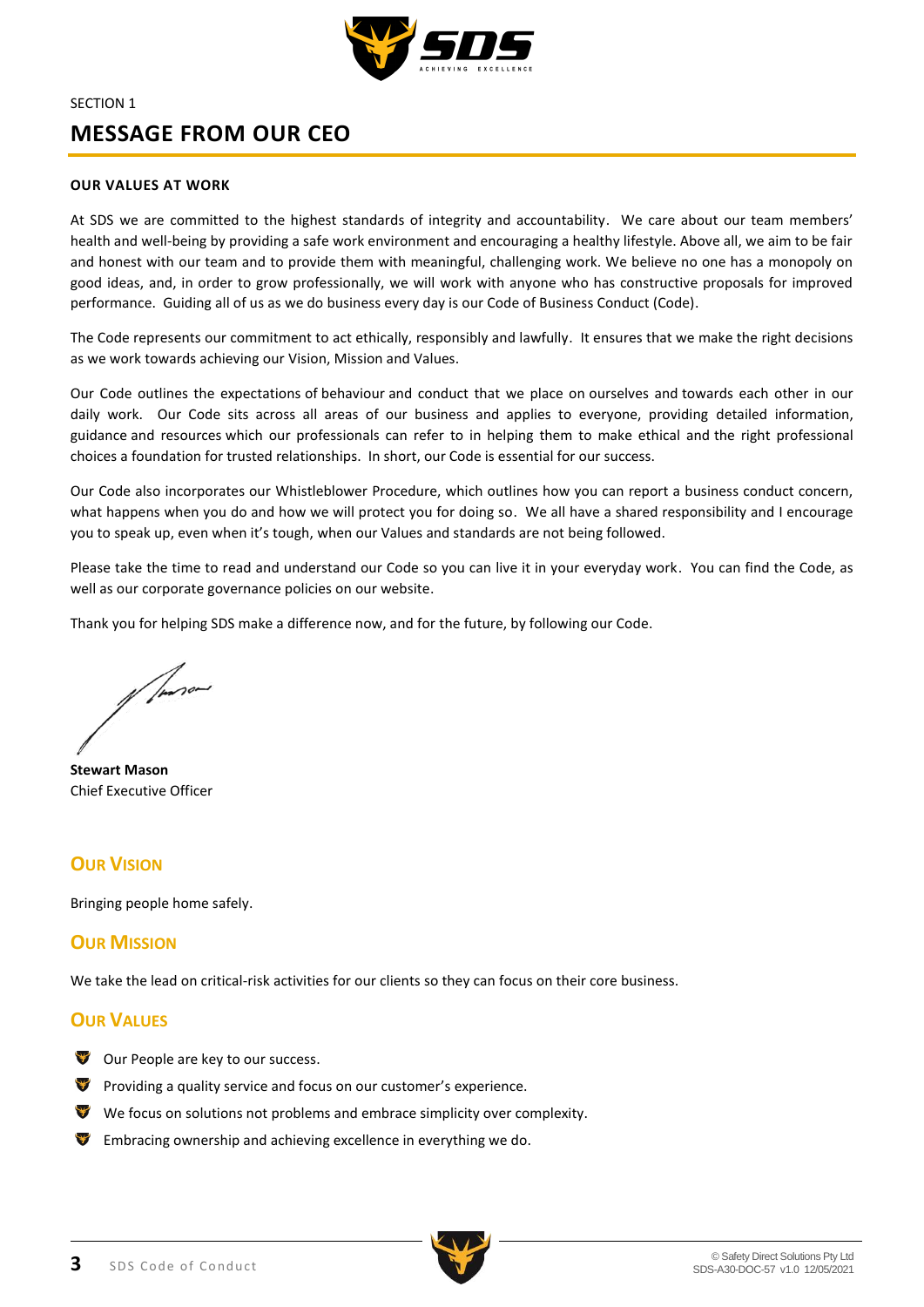SECTION 1

# MESSAGE FROM OUR CEO

**OUR VALUES AT WORK**

At SDS we are committed to the highest standards of integrity and accountability. We care about our team members' health and well-being by providing a safe work environment and encouraging a healthy lifestyle. Above all, we aim to be fair and honest with our team and to provide them with meaningful, challenging work. We believe no one has a monopoly on good ideas, and, in order to grow professionally, we will work with anyone who has constructive proposals for improved performance. Guiding all of us as we do business every day is our Code of Business Conduct (Code).

The Code represents our commitment to act ethically, responsibly and lawfully. It ensures that we make the right decisions as we work towards achieving our Vision, Mission and Values.

Our Code outlines the expectations of behaviour and conduct that we place on ourselves and towards each other in our daily work. Our Code sits across all areas of our business and applies to everyone, providing detailed information, guidance and resources which our professionals can refer to in helping them to make ethical and the right professional choices a foundation for trusted relationships. In short, our Code is essential for our success.

Our Code also incorporates our Whistleblower Procedure, which outlines how you can report a business conduct concern, what happens when you do and how we will protect you for doing so. We all have a shared responsibility and I encourage you to speak up, even when it's tough, when our Values and standards are not being followed.

Please take the time to read and understand our Code so you can live it in your everyday work. You can find the Code, as well as our corporate governance policies on our website.

Thank you for helping SDS make a difference now, and for the future, by following our Code.

**Stewart Mason**
Chief Executive Officer

## Our Vision

Bringing people home safely.

## Our Mission

We take the lead on critical-risk activities for our clients so they can focus on their core business.

## Our Values

- Our People are key to our success.
- Providing a quality service and focus on our customer's experience.
- We focus on solutions not problems and embrace simplicity over complexity.
- Embracing ownership and achieving excellence in everything we do.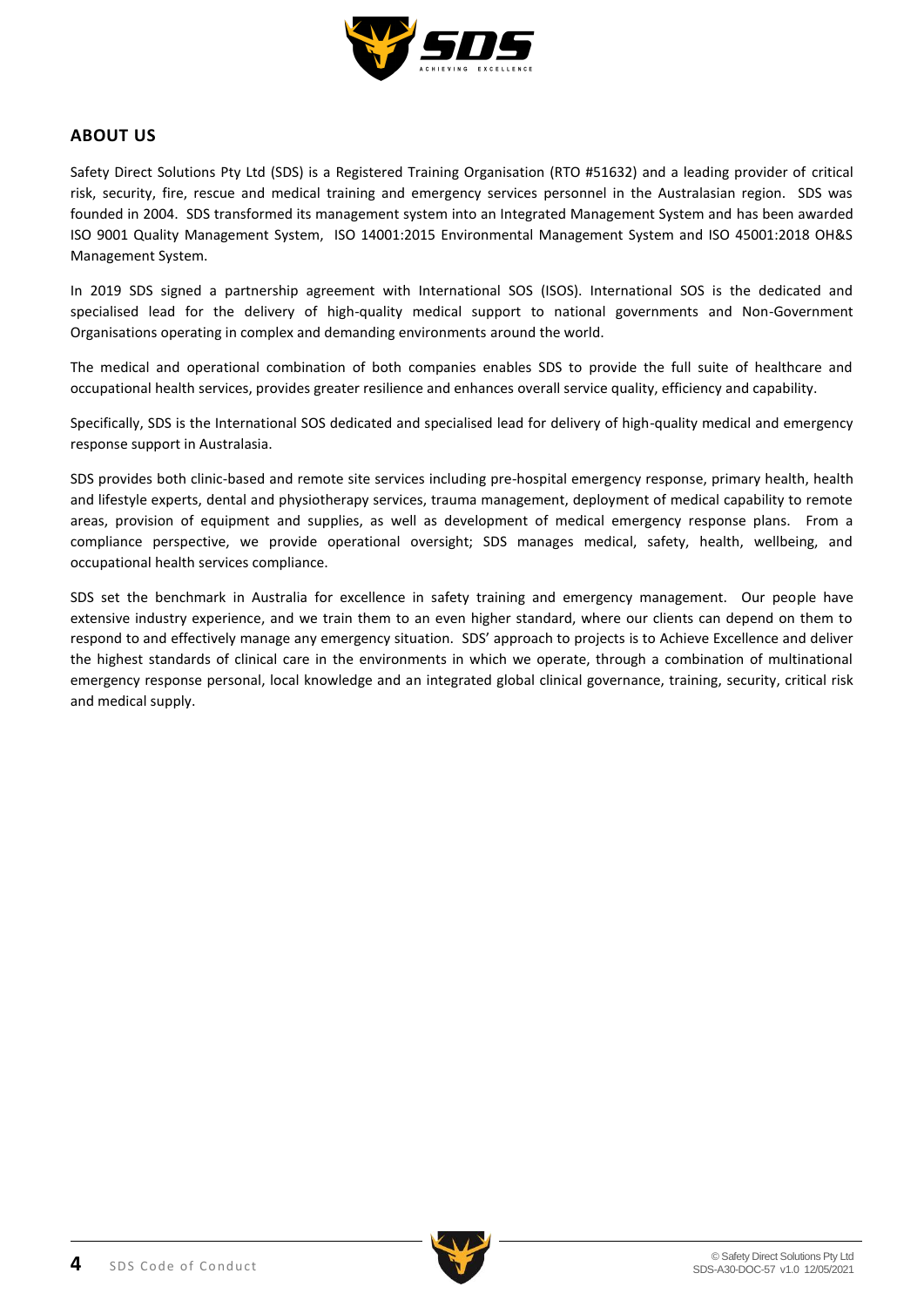## ABOUT US

Safety Direct Solutions Pty Ltd (SDS) is a Registered Training Organisation (RTO #51632) and a leading provider of critical risk, security, fire, rescue and medical training and emergency services personnel in the Australasian region. SDS was founded in 2004. SDS transformed its management system into an Integrated Management System and has been awarded ISO 9001 Quality Management System, ISO 14001:2015 Environmental Management System and ISO 45001:2018 OH&S Management System.

In 2019 SDS signed a partnership agreement with International SOS (ISOS). International SOS is the dedicated and specialised lead for the delivery of high-quality medical support to national governments and Non-Government Organisations operating in complex and demanding environments around the world.

The medical and operational combination of both companies enables SDS to provide the full suite of healthcare and occupational health services, provides greater resilience and enhances overall service quality, efficiency and capability.

Specifically, SDS is the International SOS dedicated and specialised lead for delivery of high-quality medical and emergency response support in Australasia.

SDS provides both clinic-based and remote site services including pre-hospital emergency response, primary health, health and lifestyle experts, dental and physiotherapy services, trauma management, deployment of medical capability to remote areas, provision of equipment and supplies, as well as development of medical emergency response plans. From a compliance perspective, we provide operational oversight; SDS manages medical, safety, health, wellbeing, and occupational health services compliance.

SDS set the benchmark in Australia for excellence in safety training and emergency management. Our people have extensive industry experience, and we train them to an even higher standard, where our clients can depend on them to respond to and effectively manage any emergency situation. SDS' approach to projects is to Achieve Excellence and deliver the highest standards of clinical care in the environments in which we operate, through a combination of multinational emergency response personal, local knowledge and an integrated global clinical governance, training, security, critical risk and medical supply.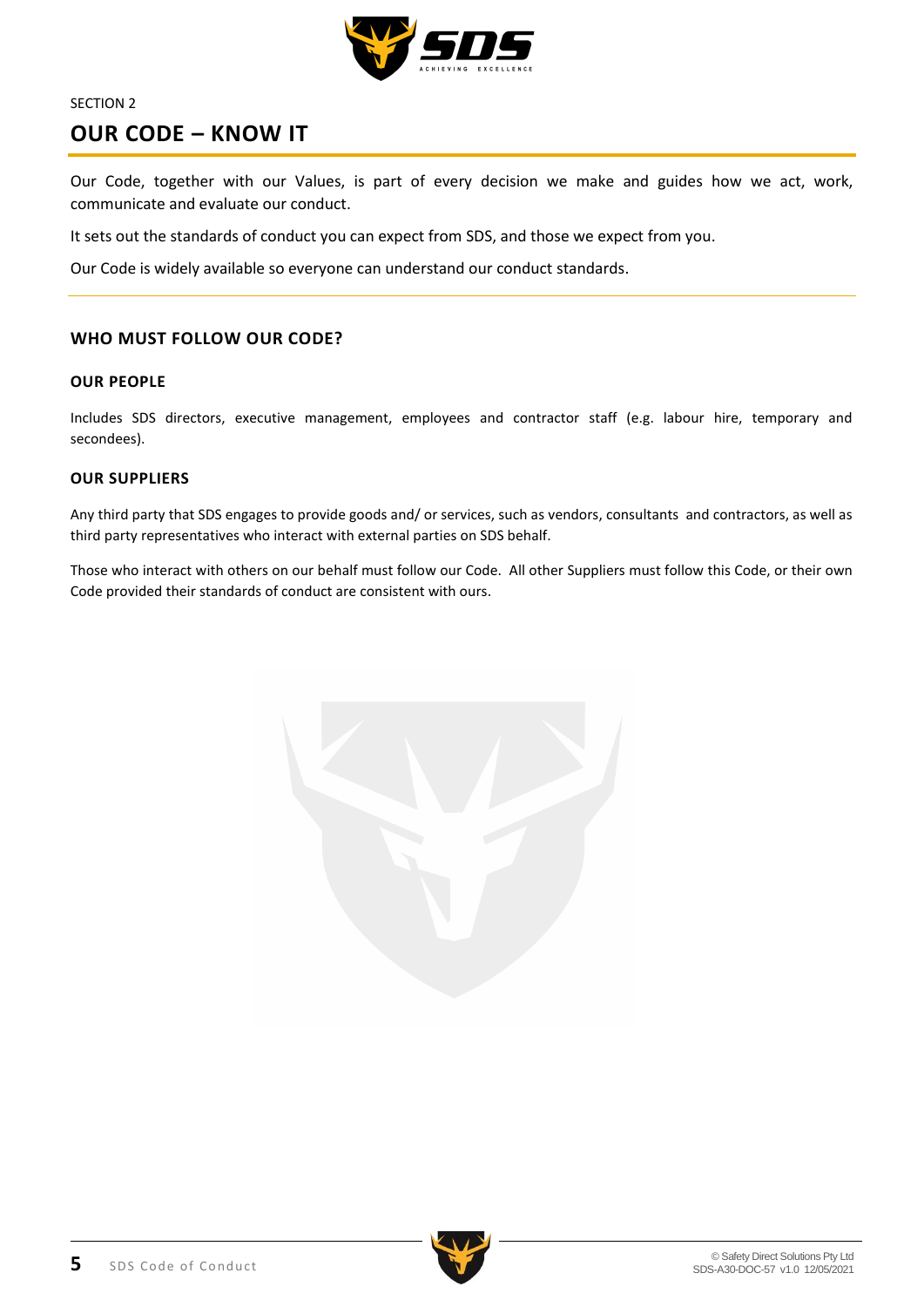SECTION 2

# OUR CODE – KNOW IT

Our Code, together with our Values, is part of every decision we make and guides how we act, work, communicate and evaluate our conduct.

It sets out the standards of conduct you can expect from SDS, and those we expect from you.

Our Code is widely available so everyone can understand our conduct standards.

## WHO MUST FOLLOW OUR CODE?

### OUR PEOPLE

Includes SDS directors, executive management, employees and contractor staff (e.g. labour hire, temporary and secondees).

### OUR SUPPLIERS

Any third party that SDS engages to provide goods and/ or services, such as vendors, consultants and contractors, as well as third party representatives who interact with external parties on SDS behalf.

Those who interact with others on our behalf must follow our Code. All other Suppliers must follow this Code, or their own Code provided their standards of conduct are consistent with ours.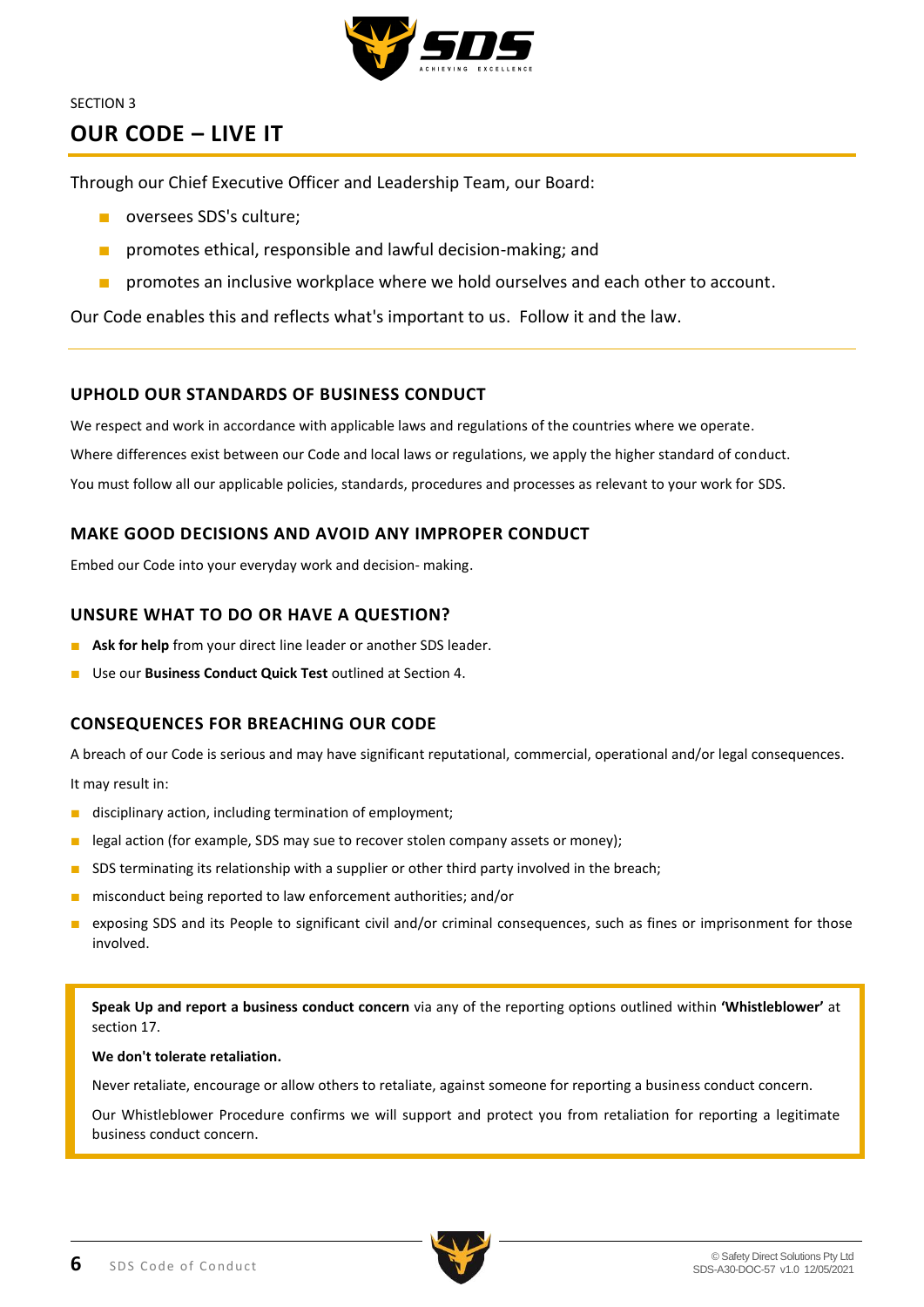SECTION 3

# OUR CODE – LIVE IT

Through our Chief Executive Officer and Leadership Team, our Board:

- oversees SDS's culture;
- promotes ethical, responsible and lawful decision-making; and
- promotes an inclusive workplace where we hold ourselves and each other to account.

Our Code enables this and reflects what's important to us. Follow it and the law.

## UPHOLD OUR STANDARDS OF BUSINESS CONDUCT

We respect and work in accordance with applicable laws and regulations of the countries where we operate.

Where differences exist between our Code and local laws or regulations, we apply the higher standard of conduct.

You must follow all our applicable policies, standards, procedures and processes as relevant to your work for SDS.

## MAKE GOOD DECISIONS AND AVOID ANY IMPROPER CONDUCT

Embed our Code into your everyday work and decision- making.

## UNSURE WHAT TO DO OR HAVE A QUESTION?

- **Ask for help** from your direct line leader or another SDS leader.
- Use our **Business Conduct Quick Test** outlined at Section 4.

## CONSEQUENCES FOR BREACHING OUR CODE

A breach of our Code is serious and may have significant reputational, commercial, operational and/or legal consequences.

It may result in:

- disciplinary action, including termination of employment;
- legal action (for example, SDS may sue to recover stolen company assets or money);
- SDS terminating its relationship with a supplier or other third party involved in the breach;
- misconduct being reported to law enforcement authorities; and/or
- exposing SDS and its People to significant civil and/or criminal consequences, such as fines or imprisonment for those involved.

**Speak Up and report a business conduct concern** via any of the reporting options outlined within **'Whistleblower'** at section 17.

**We don't tolerate retaliation.**

Never retaliate, encourage or allow others to retaliate, against someone for reporting a business conduct concern.

Our Whistleblower Procedure confirms we will support and protect you from retaliation for reporting a legitimate business conduct concern.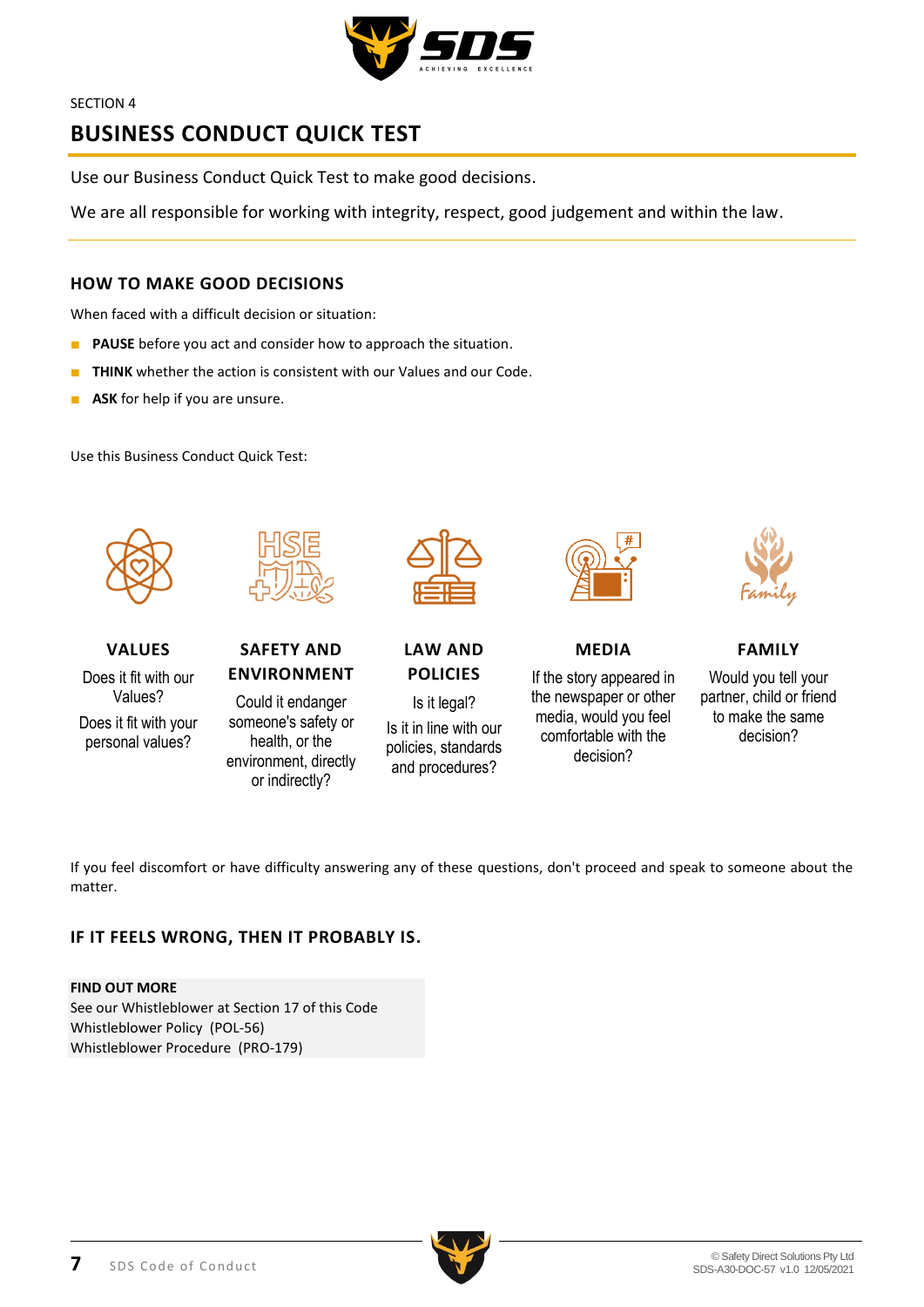SECTION 4

# BUSINESS CONDUCT QUICK TEST

Use our Business Conduct Quick Test to make good decisions.

We are all responsible for working with integrity, respect, good judgement and within the law.

## HOW TO MAKE GOOD DECISIONS

When faced with a difficult decision or situation:

- **PAUSE** before you act and consider how to approach the situation.
- **THINK** whether the action is consistent with our Values and our Code.
- **ASK** for help if you are unsure.

Use this Business Conduct Quick Test:

### VALUES

Does it fit with our Values?

Does it fit with your personal values?

### SAFETY AND ENVIRONMENT

Could it endanger someone's safety or health, or the environment, directly or indirectly?

### LAW AND POLICIES

Is it legal?

Is it in line with our policies, standards and procedures?

### MEDIA

If the story appeared in the newspaper or other media, would you feel comfortable with the decision?

### FAMILY

Would you tell your partner, child or friend to make the same decision?

If you feel discomfort or have difficulty answering any of these questions, don't proceed and speak to someone about the matter.

## IF IT FEELS WRONG, THEN IT PROBABLY IS.

**FIND OUT MORE**
See our Whistleblower at Section 17 of this Code
Whistleblower Policy (POL-56)
Whistleblower Procedure (PRO-179)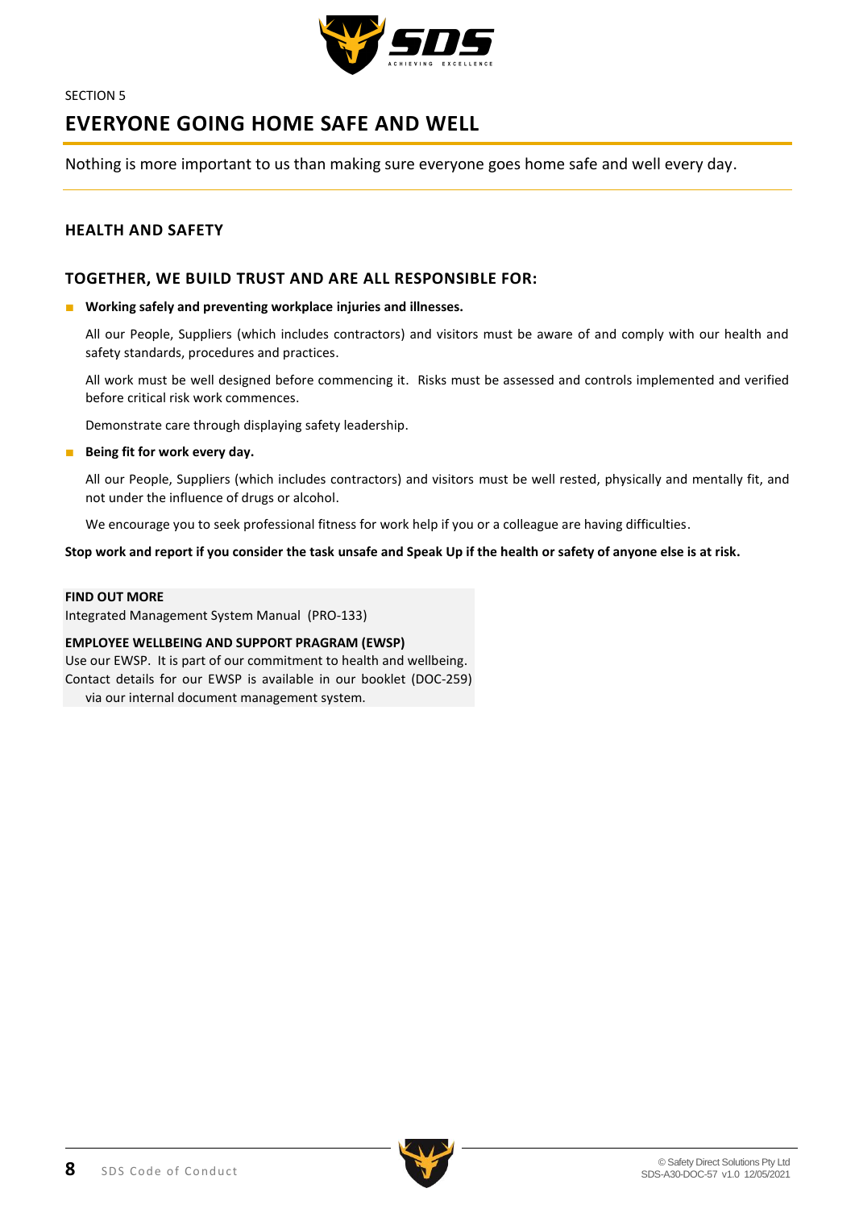SECTION 5

# EVERYONE GOING HOME SAFE AND WELL

Nothing is more important to us than making sure everyone goes home safe and well every day.

## HEALTH AND SAFETY

## TOGETHER, WE BUILD TRUST AND ARE ALL RESPONSIBLE FOR:

- **Working safely and preventing workplace injuries and illnesses.**

  All our People, Suppliers (which includes contractors) and visitors must be aware of and comply with our health and safety standards, procedures and practices.

  All work must be well designed before commencing it. Risks must be assessed and controls implemented and verified before critical risk work commences.

  Demonstrate care through displaying safety leadership.

- **Being fit for work every day.**

  All our People, Suppliers (which includes contractors) and visitors must be well rested, physically and mentally fit, and not under the influence of drugs or alcohol.

  We encourage you to seek professional fitness for work help if you or a colleague are having difficulties.

**Stop work and report if you consider the task unsafe and Speak Up if the health or safety of anyone else is at risk.**

**FIND OUT MORE**
Integrated Management System Manual (PRO-133)

**EMPLOYEE WELLBEING AND SUPPORT PRAGRAM (EWSP)**
Use our EWSP. It is part of our commitment to health and wellbeing. Contact details for our EWSP is available in our booklet (DOC-259) via our internal document management system.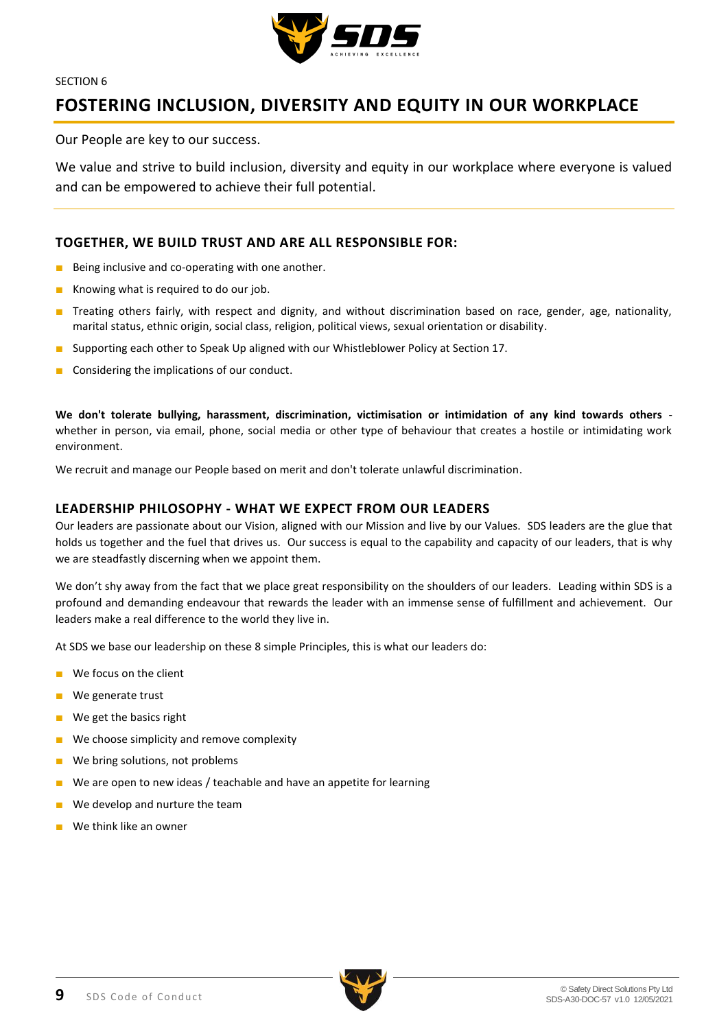SECTION 6

# FOSTERING INCLUSION, DIVERSITY AND EQUITY IN OUR WORKPLACE

Our People are key to our success.

We value and strive to build inclusion, diversity and equity in our workplace where everyone is valued and can be empowered to achieve their full potential.

## TOGETHER, WE BUILD TRUST AND ARE ALL RESPONSIBLE FOR:

- Being inclusive and co-operating with one another.
- Knowing what is required to do our job.
- Treating others fairly, with respect and dignity, and without discrimination based on race, gender, age, nationality, marital status, ethnic origin, social class, religion, political views, sexual orientation or disability.
- Supporting each other to Speak Up aligned with our Whistleblower Policy at Section 17.
- Considering the implications of our conduct.

**We don't tolerate bullying, harassment, discrimination, victimisation or intimidation of any kind towards others** - whether in person, via email, phone, social media or other type of behaviour that creates a hostile or intimidating work environment.

We recruit and manage our People based on merit and don't tolerate unlawful discrimination.

## LEADERSHIP PHILOSOPHY - WHAT WE EXPECT FROM OUR LEADERS

Our leaders are passionate about our Vision, aligned with our Mission and live by our Values. SDS leaders are the glue that holds us together and the fuel that drives us. Our success is equal to the capability and capacity of our leaders, that is why we are steadfastly discerning when we appoint them.

We don't shy away from the fact that we place great responsibility on the shoulders of our leaders. Leading within SDS is a profound and demanding endeavour that rewards the leader with an immense sense of fulfillment and achievement. Our leaders make a real difference to the world they live in.

At SDS we base our leadership on these 8 simple Principles, this is what our leaders do:

- We focus on the client
- We generate trust
- We get the basics right
- We choose simplicity and remove complexity
- We bring solutions, not problems
- We are open to new ideas / teachable and have an appetite for learning
- We develop and nurture the team
- We think like an owner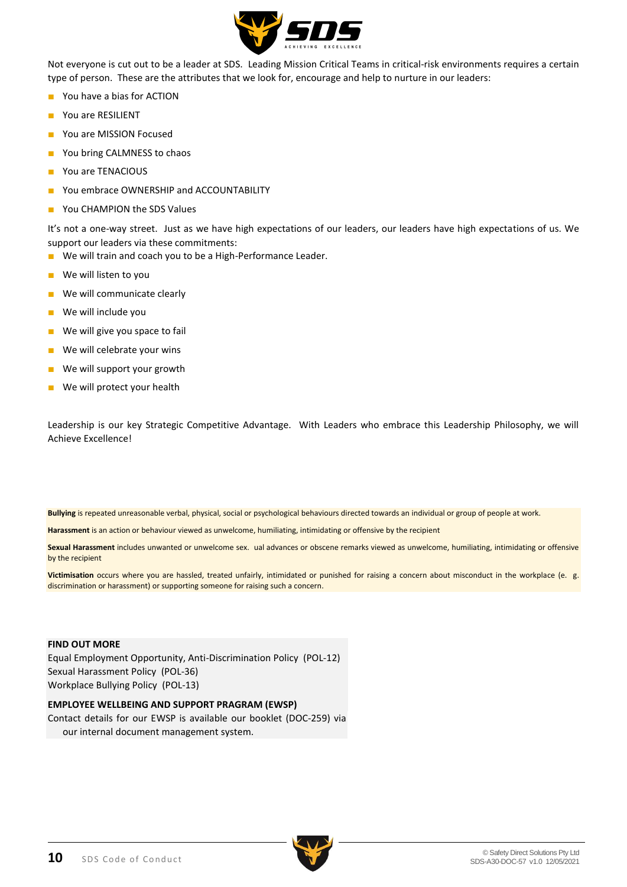Not everyone is cut out to be a leader at SDS. Leading Mission Critical Teams in critical-risk environments requires a certain type of person. These are the attributes that we look for, encourage and help to nurture in our leaders:

- You have a bias for ACTION
- You are RESILIENT
- You are MISSION Focused
- You bring CALMNESS to chaos
- You are TENACIOUS
- You embrace OWNERSHIP and ACCOUNTABILITY
- You CHAMPION the SDS Values

It's not a one-way street. Just as we have high expectations of our leaders, our leaders have high expectations of us. We support our leaders via these commitments:

- We will train and coach you to be a High-Performance Leader.
- We will listen to you
- We will communicate clearly
- We will include you
- We will give you space to fail
- We will celebrate your wins
- We will support your growth
- We will protect your health

Leadership is our key Strategic Competitive Advantage. With Leaders who embrace this Leadership Philosophy, we will Achieve Excellence!

**Bullying** is repeated unreasonable verbal, physical, social or psychological behaviours directed towards an individual or group of people at work.

**Harassment** is an action or behaviour viewed as unwelcome, humiliating, intimidating or offensive by the recipient

**Sexual Harassment** includes unwanted or unwelcome sex. ual advances or obscene remarks viewed as unwelcome, humiliating, intimidating or offensive by the recipient

**Victimisation** occurs where you are hassled, treated unfairly, intimidated or punished for raising a concern about misconduct in the workplace (e. g. discrimination or harassment) or supporting someone for raising such a concern.

**FIND OUT MORE**

Equal Employment Opportunity, Anti-Discrimination Policy (POL-12)
Sexual Harassment Policy (POL-36)
Workplace Bullying Policy (POL-13)

**EMPLOYEE WELLBEING AND SUPPORT PRAGRAM (EWSP)**

Contact details for our EWSP is available our booklet (DOC-259) via our internal document management system.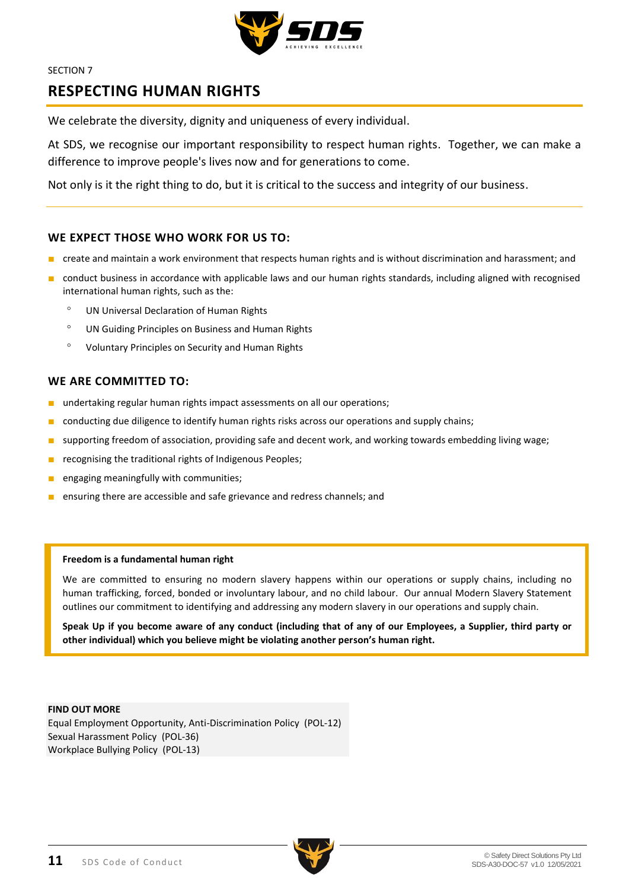SECTION 7

# RESPECTING HUMAN RIGHTS

We celebrate the diversity, dignity and uniqueness of every individual.

At SDS, we recognise our important responsibility to respect human rights. Together, we can make a difference to improve people's lives now and for generations to come.

Not only is it the right thing to do, but it is critical to the success and integrity of our business.

---

## WE EXPECT THOSE WHO WORK FOR US TO:

- create and maintain a work environment that respects human rights and is without discrimination and harassment; and
- conduct business in accordance with applicable laws and our human rights standards, including aligned with recognised international human rights, such as the:
  - UN Universal Declaration of Human Rights
  - UN Guiding Principles on Business and Human Rights
  - Voluntary Principles on Security and Human Rights

## WE ARE COMMITTED TO:

- undertaking regular human rights impact assessments on all our operations;
- conducting due diligence to identify human rights risks across our operations and supply chains;
- supporting freedom of association, providing safe and decent work, and working towards embedding living wage;
- recognising the traditional rights of Indigenous Peoples;
- engaging meaningfully with communities;
- ensuring there are accessible and safe grievance and redress channels; and

**Freedom is a fundamental human right**

We are committed to ensuring no modern slavery happens within our operations or supply chains, including no human trafficking, forced, bonded or involuntary labour, and no child labour. Our annual Modern Slavery Statement outlines our commitment to identifying and addressing any modern slavery in our operations and supply chain.

**Speak Up if you become aware of any conduct (including that of any of our Employees, a Supplier, third party or other individual) which you believe might be violating another person's human right.**

**FIND OUT MORE**
Equal Employment Opportunity, Anti-Discrimination Policy (POL-12)
Sexual Harassment Policy (POL-36)
Workplace Bullying Policy (POL-13)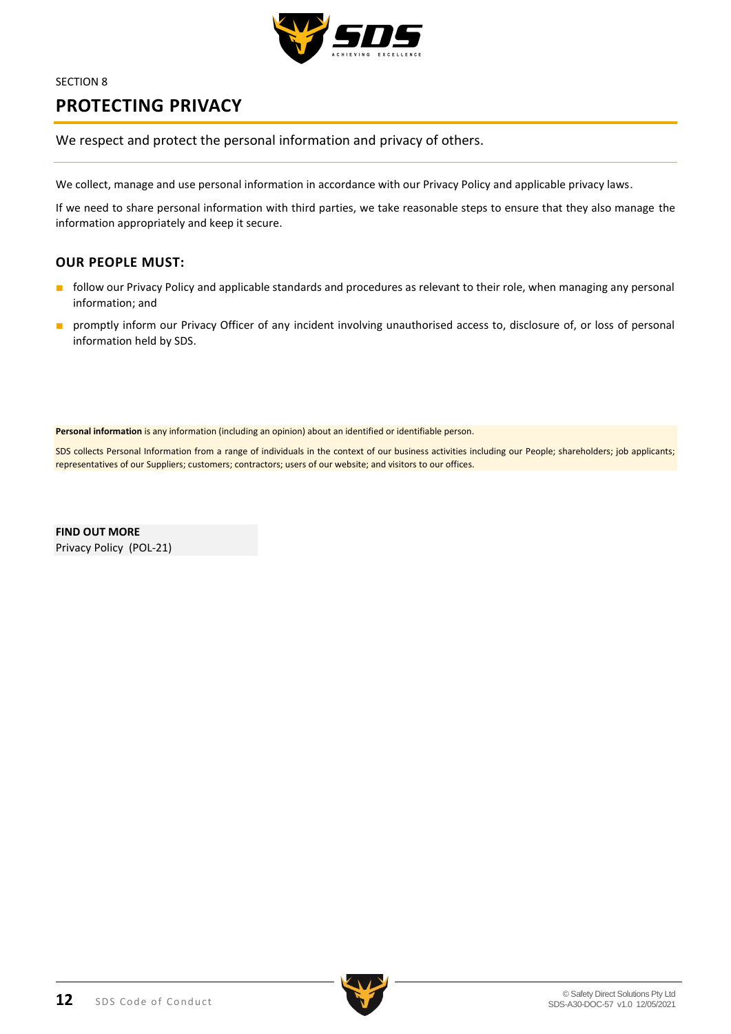SECTION 8

# PROTECTING PRIVACY

We respect and protect the personal information and privacy of others.

We collect, manage and use personal information in accordance with our Privacy Policy and applicable privacy laws.

If we need to share personal information with third parties, we take reasonable steps to ensure that they also manage the information appropriately and keep it secure.

## OUR PEOPLE MUST:

- follow our Privacy Policy and applicable standards and procedures as relevant to their role, when managing any personal information; and
- promptly inform our Privacy Officer of any incident involving unauthorised access to, disclosure of, or loss of personal information held by SDS.

**Personal information** is any information (including an opinion) about an identified or identifiable person.

SDS collects Personal Information from a range of individuals in the context of our business activities including our People; shareholders; job applicants; representatives of our Suppliers; customers; contractors; users of our website; and visitors to our offices.

**FIND OUT MORE**
Privacy Policy (POL-21)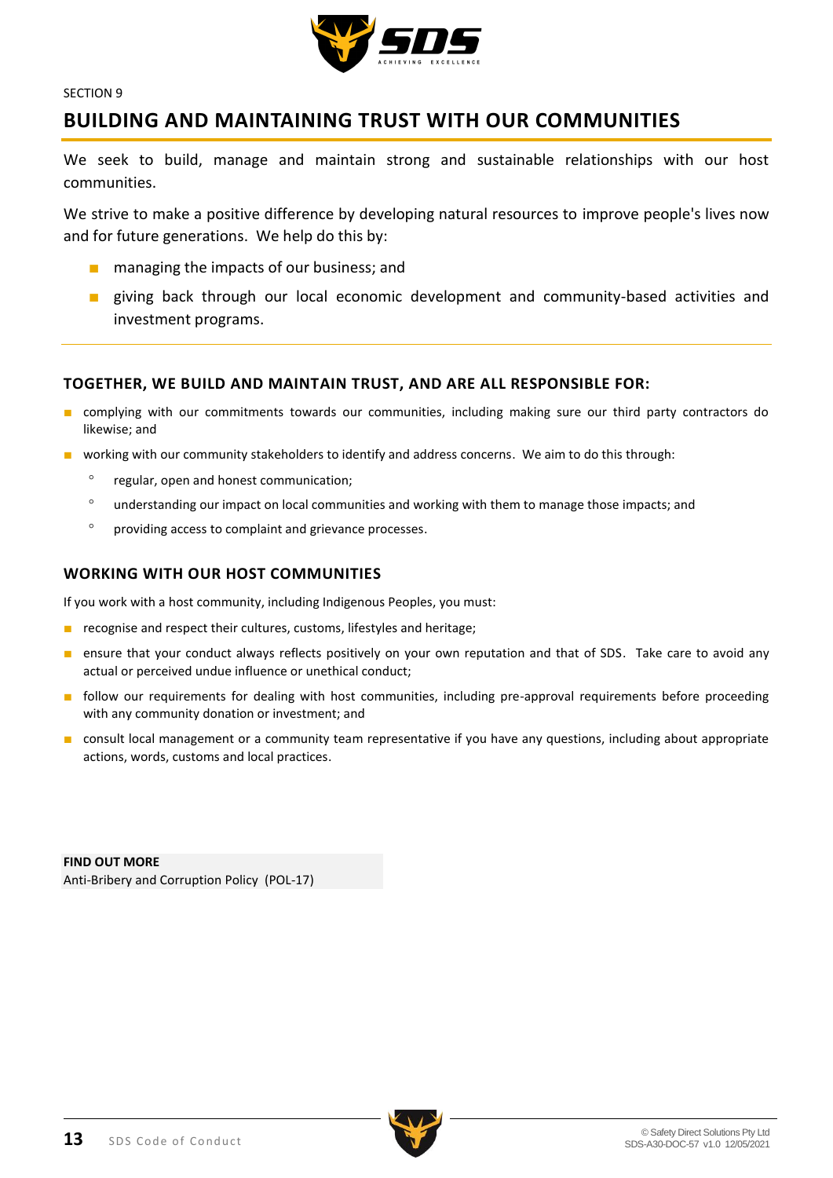SECTION 9

# BUILDING AND MAINTAINING TRUST WITH OUR COMMUNITIES

We seek to build, manage and maintain strong and sustainable relationships with our host communities.

We strive to make a positive difference by developing natural resources to improve people's lives now and for future generations. We help do this by:

- managing the impacts of our business; and
- giving back through our local economic development and community-based activities and investment programs.

## TOGETHER, WE BUILD AND MAINTAIN TRUST, AND ARE ALL RESPONSIBLE FOR:

- complying with our commitments towards our communities, including making sure our third party contractors do likewise; and
- working with our community stakeholders to identify and address concerns. We aim to do this through:
  - regular, open and honest communication;
  - understanding our impact on local communities and working with them to manage those impacts; and
  - providing access to complaint and grievance processes.

## WORKING WITH OUR HOST COMMUNITIES

If you work with a host community, including Indigenous Peoples, you must:

- recognise and respect their cultures, customs, lifestyles and heritage;
- ensure that your conduct always reflects positively on your own reputation and that of SDS. Take care to avoid any actual or perceived undue influence or unethical conduct;
- follow our requirements for dealing with host communities, including pre-approval requirements before proceeding with any community donation or investment; and
- consult local management or a community team representative if you have any questions, including about appropriate actions, words, customs and local practices.

**FIND OUT MORE**
Anti-Bribery and Corruption Policy (POL-17)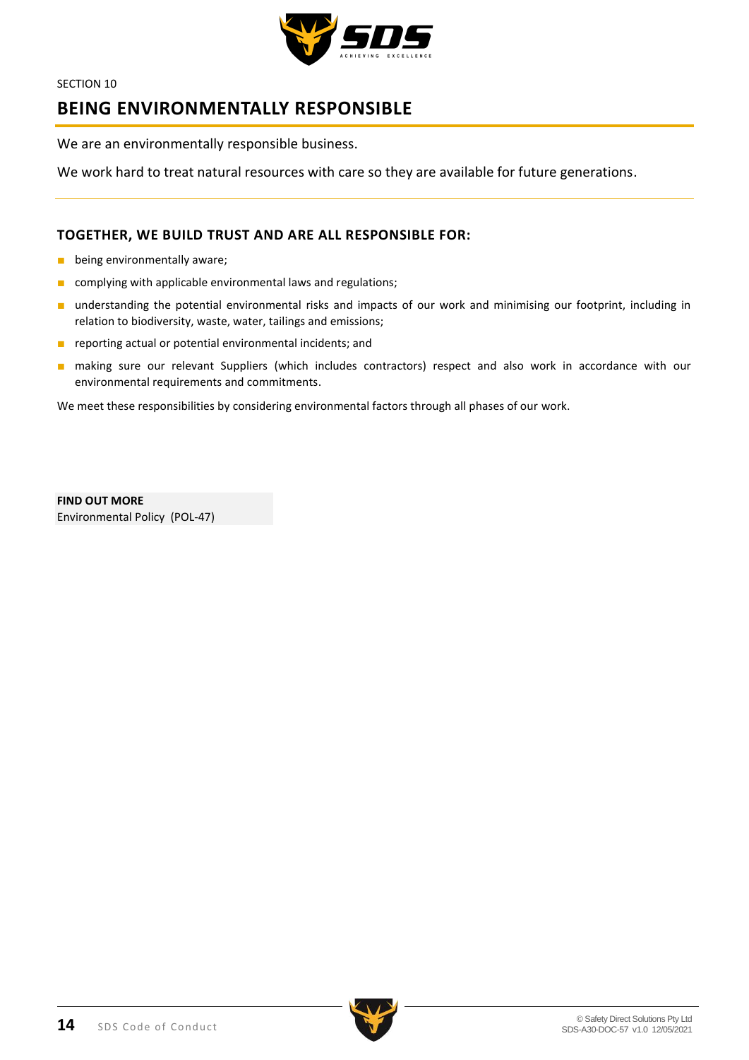SECTION 10

# BEING ENVIRONMENTALLY RESPONSIBLE

We are an environmentally responsible business.

We work hard to treat natural resources with care so they are available for future generations.

## TOGETHER, WE BUILD TRUST AND ARE ALL RESPONSIBLE FOR:

- being environmentally aware;
- complying with applicable environmental laws and regulations;
- understanding the potential environmental risks and impacts of our work and minimising our footprint, including in relation to biodiversity, waste, water, tailings and emissions;
- reporting actual or potential environmental incidents; and
- making sure our relevant Suppliers (which includes contractors) respect and also work in accordance with our environmental requirements and commitments.

We meet these responsibilities by considering environmental factors through all phases of our work.

**FIND OUT MORE**
Environmental Policy (POL-47)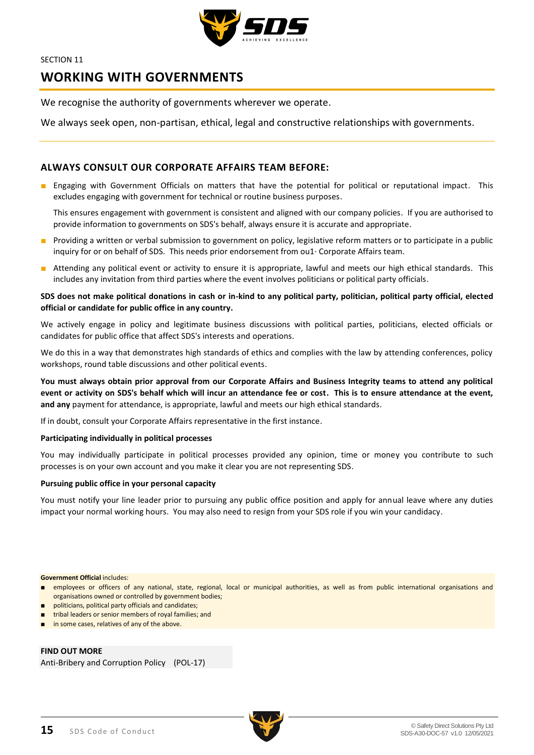SECTION 11

# WORKING WITH GOVERNMENTS

We recognise the authority of governments wherever we operate.

We always seek open, non-partisan, ethical, legal and constructive relationships with governments.

## ALWAYS CONSULT OUR CORPORATE AFFAIRS TEAM BEFORE:

- Engaging with Government Officials on matters that have the potential for political or reputational impact. This excludes engaging with government for technical or routine business purposes.

  This ensures engagement with government is consistent and aligned with our company policies. If you are authorised to provide information to governments on SDS's behalf, always ensure it is accurate and appropriate.

- Providing a written or verbal submission to government on policy, legislative reform matters or to participate in a public inquiry for or on behalf of SDS. This needs prior endorsement from ou1· Corporate Affairs team.
- Attending any political event or activity to ensure it is appropriate, lawful and meets our high ethical standards. This includes any invitation from third parties where the event involves politicians or political party officials.

**SDS does not make political donations in cash or in-kind to any political party, politician, political party official, elected official or candidate for public office in any country.**

We actively engage in policy and legitimate business discussions with political parties, politicians, elected officials or candidates for public office that affect SDS's interests and operations.

We do this in a way that demonstrates high standards of ethics and complies with the law by attending conferences, policy workshops, round table discussions and other political events.

**You must always obtain prior approval from our Corporate Affairs and Business Integrity teams to attend any political event or activity on SDS's behalf which will incur an attendance fee or cost. This is to ensure attendance at the event, and any** payment for attendance, is appropriate, lawful and meets our high ethical standards.

If in doubt, consult your Corporate Affairs representative in the first instance.

**Participating individually in political processes**

You may individually participate in political processes provided any opinion, time or money you contribute to such processes is on your own account and you make it clear you are not representing SDS.

**Pursuing public office in your personal capacity**

You must notify your line leader prior to pursuing any public office position and apply for annual leave where any duties impact your normal working hours. You may also need to resign from your SDS role if you win your candidacy.

**Government Official** includes:

- employees or officers of any national, state, regional, local or municipal authorities, as well as from public international organisations and organisations owned or controlled by government bodies;
- politicians, political party officials and candidates;
- tribal leaders or senior members of royal families; and
- in some cases, relatives of any of the above.

**FIND OUT MORE**

Anti-Bribery and Corruption Policy (POL-17)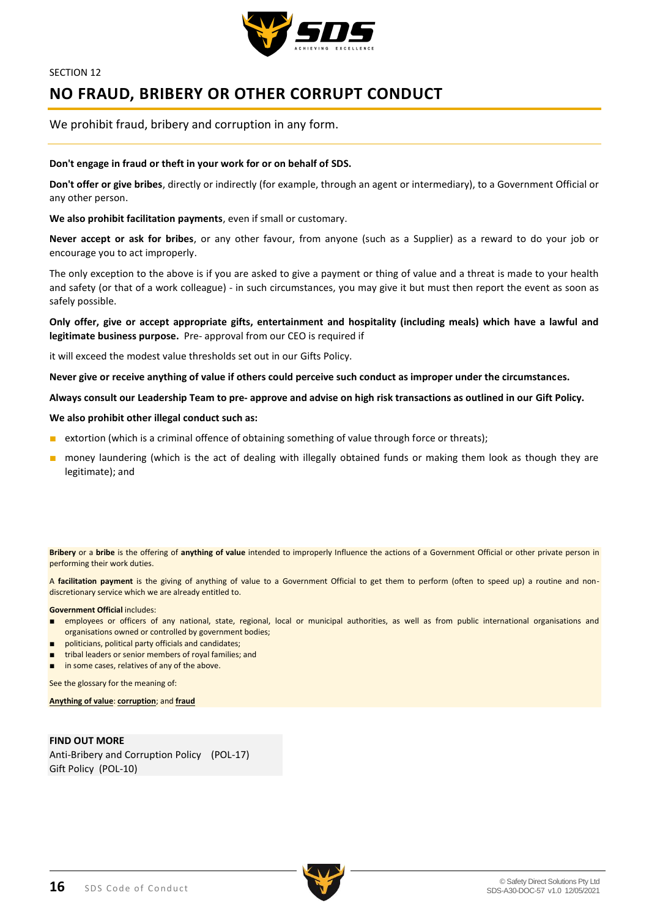SECTION 12

# NO FRAUD, BRIBERY OR OTHER CORRUPT CONDUCT

We prohibit fraud, bribery and corruption in any form.

---

**Don't engage in fraud or theft in your work for or on behalf of SDS.**

**Don't offer or give bribes**, directly or indirectly (for example, through an agent or intermediary), to a Government Official or any other person.

**We also prohibit facilitation payments**, even if small or customary.

**Never accept or ask for bribes**, or any other favour, from anyone (such as a Supplier) as a reward to do your job or encourage you to act improperly.

The only exception to the above is if you are asked to give a payment or thing of value and a threat is made to your health and safety (or that of a work colleague) - in such circumstances, you may give it but must then report the event as soon as safely possible.

**Only offer, give or accept appropriate gifts, entertainment and hospitality (including meals) which have a lawful and legitimate business purpose.** Pre- approval from our CEO is required if

it will exceed the modest value thresholds set out in our Gifts Policy.

**Never give or receive anything of value if others could perceive such conduct as improper under the circumstances.**

**Always consult our Leadership Team to pre- approve and advise on high risk transactions as outlined in our Gift Policy.**

**We also prohibit other illegal conduct such as:**

- extortion (which is a criminal offence of obtaining something of value through force or threats);
- money laundering (which is the act of dealing with illegally obtained funds or making them look as though they are legitimate); and

**Bribery** or a **bribe** is the offering of **anything of value** intended to improperly Influence the actions of a Government Official or other private person in performing their work duties.

A **facilitation payment** is the giving of anything of value to a Government Official to get them to perform (often to speed up) a routine and non-discretionary service which we are already entitled to.

**Government Official** includes:

- employees or officers of any national, state, regional, local or municipal authorities, as well as from public international organisations and organisations owned or controlled by government bodies;
- politicians, political party officials and candidates;
- tribal leaders or senior members of royal families; and
- in some cases, relatives of any of the above.

See the glossary for the meaning of:

**Anything of value**: **corruption**; and **fraud**

**FIND OUT MORE**

Anti-Bribery and Corruption Policy (POL-17)
Gift Policy (POL-10)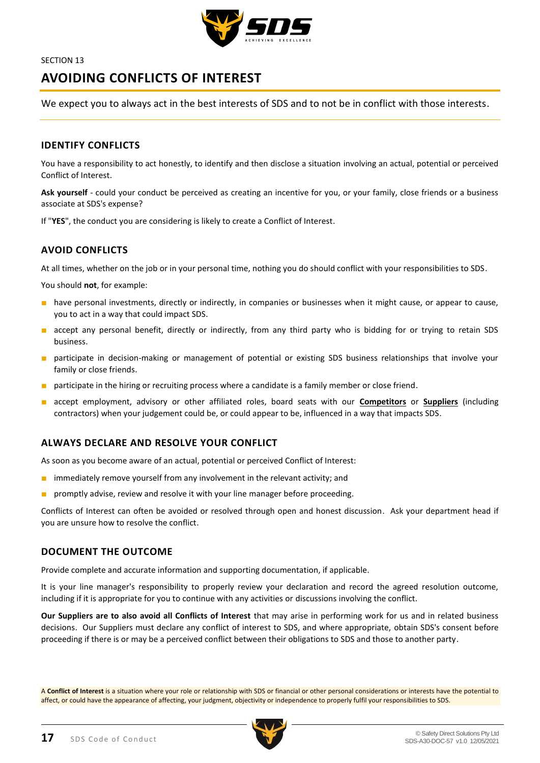SECTION 13

# AVOIDING CONFLICTS OF INTEREST

We expect you to always act in the best interests of SDS and to not be in conflict with those interests.

## IDENTIFY CONFLICTS

You have a responsibility to act honestly, to identify and then disclose a situation involving an actual, potential or perceived Conflict of Interest.

**Ask yourself** - could your conduct be perceived as creating an incentive for you, or your family, close friends or a business associate at SDS's expense?

If "**YES**", the conduct you are considering is likely to create a Conflict of Interest.

## AVOID CONFLICTS

At all times, whether on the job or in your personal time, nothing you do should conflict with your responsibilities to SDS.

You should **not**, for example:

- have personal investments, directly or indirectly, in companies or businesses when it might cause, or appear to cause, you to act in a way that could impact SDS.
- accept any personal benefit, directly or indirectly, from any third party who is bidding for or trying to retain SDS business.
- participate in decision-making or management of potential or existing SDS business relationships that involve your family or close friends.
- participate in the hiring or recruiting process where a candidate is a family member or close friend.
- accept employment, advisory or other affiliated roles, board seats with our **Competitors** or **Suppliers** (including contractors) when your judgement could be, or could appear to be, influenced in a way that impacts SDS.

## ALWAYS DECLARE AND RESOLVE YOUR CONFLICT

As soon as you become aware of an actual, potential or perceived Conflict of Interest:

- immediately remove yourself from any involvement in the relevant activity; and
- promptly advise, review and resolve it with your line manager before proceeding.

Conflicts of Interest can often be avoided or resolved through open and honest discussion. Ask your department head if you are unsure how to resolve the conflict.

## DOCUMENT THE OUTCOME

Provide complete and accurate information and supporting documentation, if applicable.

It is your line manager's responsibility to properly review your declaration and record the agreed resolution outcome, including if it is appropriate for you to continue with any activities or discussions involving the conflict.

**Our Suppliers are to also avoid all Conflicts of Interest** that may arise in performing work for us and in related business decisions. Our Suppliers must declare any conflict of interest to SDS, and where appropriate, obtain SDS's consent before proceeding if there is or may be a perceived conflict between their obligations to SDS and those to another party.

A **Conflict of Interest** is a situation where your role or relationship with SDS or financial or other personal considerations or interests have the potential to affect, or could have the appearance of affecting, your judgment, objectivity or independence to properly fulfil your responsibilities to SDS.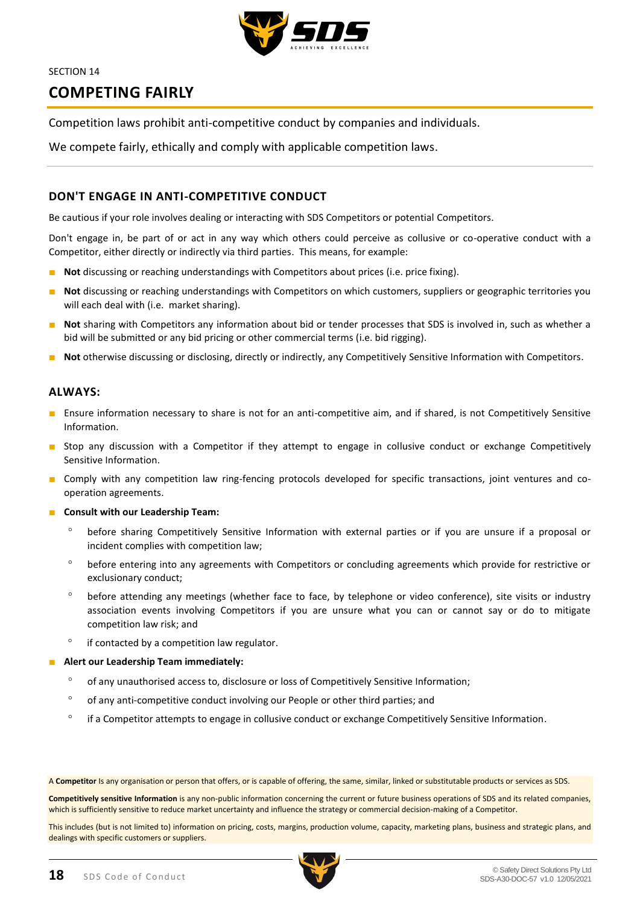SECTION 14

# COMPETING FAIRLY

Competition laws prohibit anti-competitive conduct by companies and individuals.

We compete fairly, ethically and comply with applicable competition laws.

## DON'T ENGAGE IN ANTI-COMPETITIVE CONDUCT

Be cautious if your role involves dealing or interacting with SDS Competitors or potential Competitors.

Don't engage in, be part of or act in any way which others could perceive as collusive or co-operative conduct with a Competitor, either directly or indirectly via third parties. This means, for example:

- **Not** discussing or reaching understandings with Competitors about prices (i.e. price fixing).
- **Not** discussing or reaching understandings with Competitors on which customers, suppliers or geographic territories you will each deal with (i.e. market sharing).
- **Not** sharing with Competitors any information about bid or tender processes that SDS is involved in, such as whether a bid will be submitted or any bid pricing or other commercial terms (i.e. bid rigging).
- **Not** otherwise discussing or disclosing, directly or indirectly, any Competitively Sensitive Information with Competitors.

## ALWAYS:

- Ensure information necessary to share is not for an anti-competitive aim, and if shared, is not Competitively Sensitive Information.
- Stop any discussion with a Competitor if they attempt to engage in collusive conduct or exchange Competitively Sensitive Information.
- Comply with any competition law ring-fencing protocols developed for specific transactions, joint ventures and co-operation agreements.
- **Consult with our Leadership Team:**
  - before sharing Competitively Sensitive Information with external parties or if you are unsure if a proposal or incident complies with competition law;
  - before entering into any agreements with Competitors or concluding agreements which provide for restrictive or exclusionary conduct;
  - before attending any meetings (whether face to face, by telephone or video conference), site visits or industry association events involving Competitors if you are unsure what you can or cannot say or do to mitigate competition law risk; and
  - if contacted by a competition law regulator.
- **Alert our Leadership Team immediately:**
  - of any unauthorised access to, disclosure or loss of Competitively Sensitive Information;
  - of any anti-competitive conduct involving our People or other third parties; and
  - if a Competitor attempts to engage in collusive conduct or exchange Competitively Sensitive Information.

A **Competitor** Is any organisation or person that offers, or is capable of offering, the same, similar, linked or substitutable products or services as SDS.

**Competitively sensitive Information** is any non-public information concerning the current or future business operations of SDS and its related companies, which is sufficiently sensitive to reduce market uncertainty and influence the strategy or commercial decision-making of a Competitor.

This includes (but is not limited to) information on pricing, costs, margins, production volume, capacity, marketing plans, business and strategic plans, and dealings with specific customers or suppliers.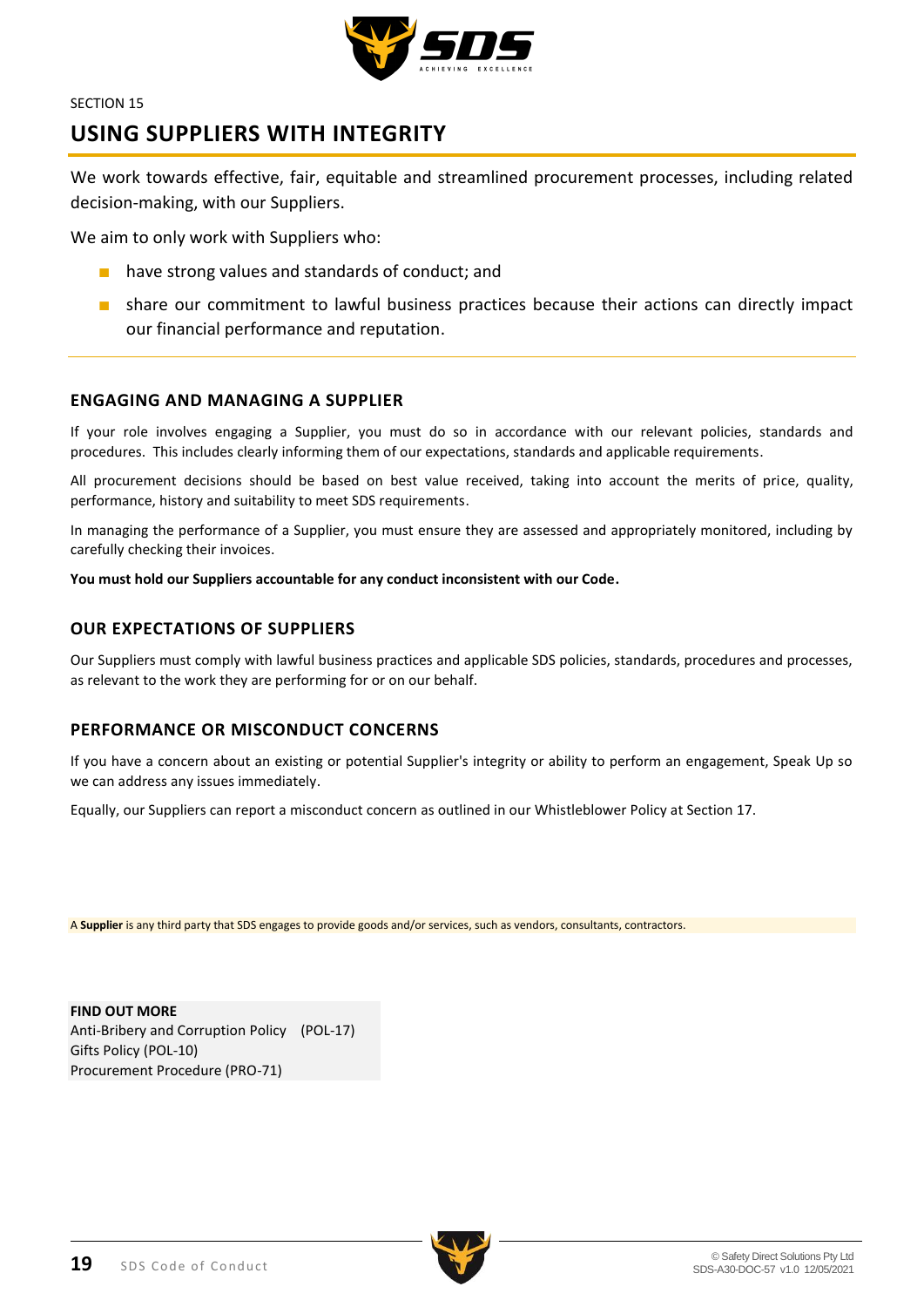SECTION 15

# USING SUPPLIERS WITH INTEGRITY

We work towards effective, fair, equitable and streamlined procurement processes, including related decision-making, with our Suppliers.

We aim to only work with Suppliers who:

- have strong values and standards of conduct; and
- share our commitment to lawful business practices because their actions can directly impact our financial performance and reputation.

## ENGAGING AND MANAGING A SUPPLIER

If your role involves engaging a Supplier, you must do so in accordance with our relevant policies, standards and procedures. This includes clearly informing them of our expectations, standards and applicable requirements.

All procurement decisions should be based on best value received, taking into account the merits of price, quality, performance, history and suitability to meet SDS requirements.

In managing the performance of a Supplier, you must ensure they are assessed and appropriately monitored, including by carefully checking their invoices.

**You must hold our Suppliers accountable for any conduct inconsistent with our Code.**

## OUR EXPECTATIONS OF SUPPLIERS

Our Suppliers must comply with lawful business practices and applicable SDS policies, standards, procedures and processes, as relevant to the work they are performing for or on our behalf.

## PERFORMANCE OR MISCONDUCT CONCERNS

If you have a concern about an existing or potential Supplier's integrity or ability to perform an engagement, Speak Up so we can address any issues immediately.

Equally, our Suppliers can report a misconduct concern as outlined in our Whistleblower Policy at Section 17.

A **Supplier** is any third party that SDS engages to provide goods and/or services, such as vendors, consultants, contractors.

**FIND OUT MORE**
Anti-Bribery and Corruption Policy (POL-17)
Gifts Policy (POL-10)
Procurement Procedure (PRO-71)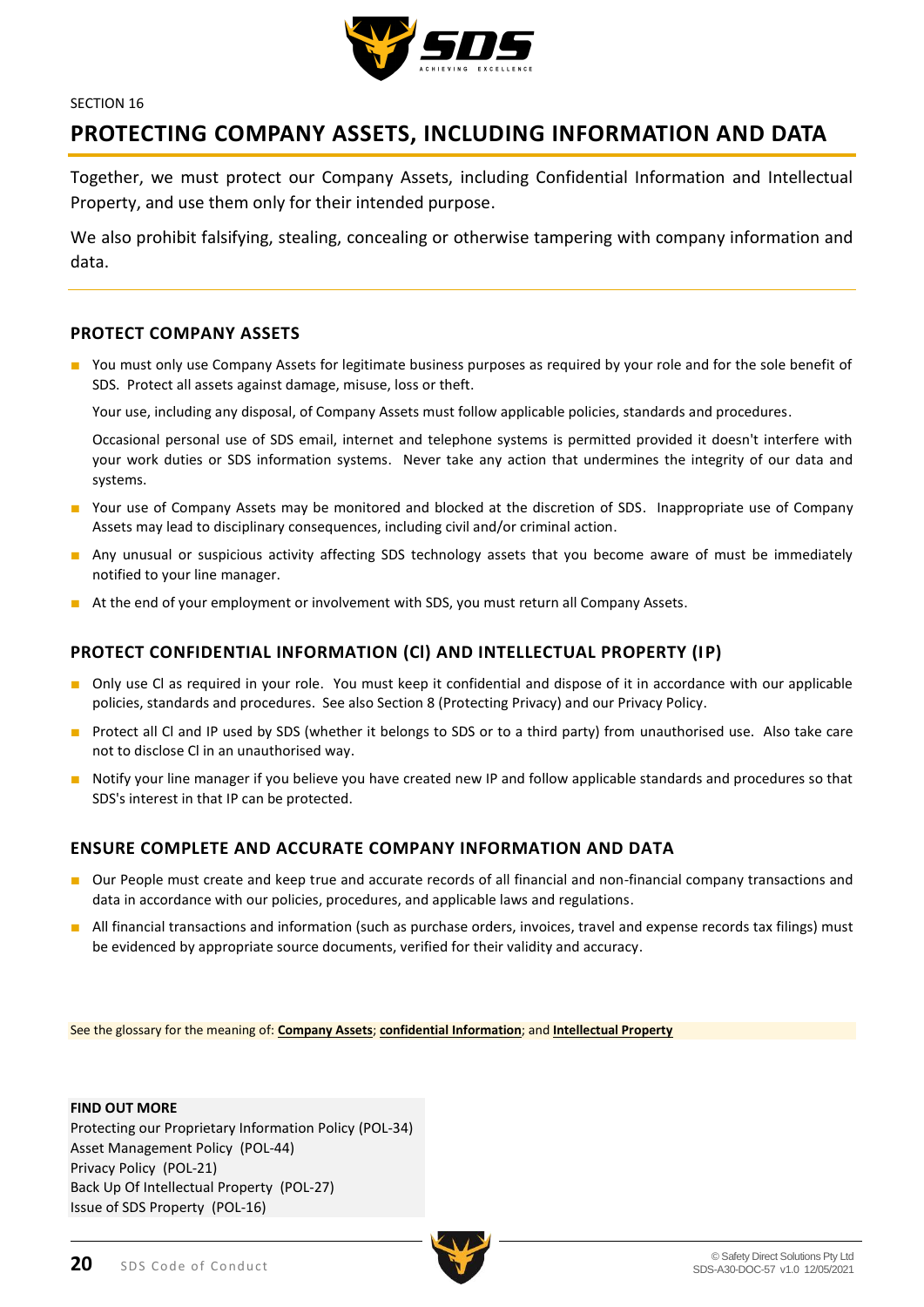SECTION 16

# PROTECTING COMPANY ASSETS, INCLUDING INFORMATION AND DATA

Together, we must protect our Company Assets, including Confidential Information and Intellectual Property, and use them only for their intended purpose.

We also prohibit falsifying, stealing, concealing or otherwise tampering with company information and data.

## PROTECT COMPANY ASSETS

- You must only use Company Assets for legitimate business purposes as required by your role and for the sole benefit of SDS. Protect all assets against damage, misuse, loss or theft.

  Your use, including any disposal, of Company Assets must follow applicable policies, standards and procedures.

  Occasional personal use of SDS email, internet and telephone systems is permitted provided it doesn't interfere with your work duties or SDS information systems. Never take any action that undermines the integrity of our data and systems.
- Your use of Company Assets may be monitored and blocked at the discretion of SDS. Inappropriate use of Company Assets may lead to disciplinary consequences, including civil and/or criminal action.
- Any unusual or suspicious activity affecting SDS technology assets that you become aware of must be immediately notified to your line manager.
- At the end of your employment or involvement with SDS, you must return all Company Assets.

## PROTECT CONFIDENTIAL INFORMATION (CI) AND INTELLECTUAL PROPERTY (IP)

- Only use CI as required in your role. You must keep it confidential and dispose of it in accordance with our applicable policies, standards and procedures. See also Section 8 (Protecting Privacy) and our Privacy Policy.
- Protect all CI and IP used by SDS (whether it belongs to SDS or to a third party) from unauthorised use. Also take care not to disclose CI in an unauthorised way.
- Notify your line manager if you believe you have created new IP and follow applicable standards and procedures so that SDS's interest in that IP can be protected.

## ENSURE COMPLETE AND ACCURATE COMPANY INFORMATION AND DATA

- Our People must create and keep true and accurate records of all financial and non-financial company transactions and data in accordance with our policies, procedures, and applicable laws and regulations.
- All financial transactions and information (such as purchase orders, invoices, travel and expense records tax filings) must be evidenced by appropriate source documents, verified for their validity and accuracy.

See the glossary for the meaning of: **Company Assets**; **confidential Information**; and **Intellectual Property**

**FIND OUT MORE**

Protecting our Proprietary Information Policy (POL-34)
Asset Management Policy (POL-44)
Privacy Policy (POL-21)
Back Up Of Intellectual Property (POL-27)
Issue of SDS Property (POL-16)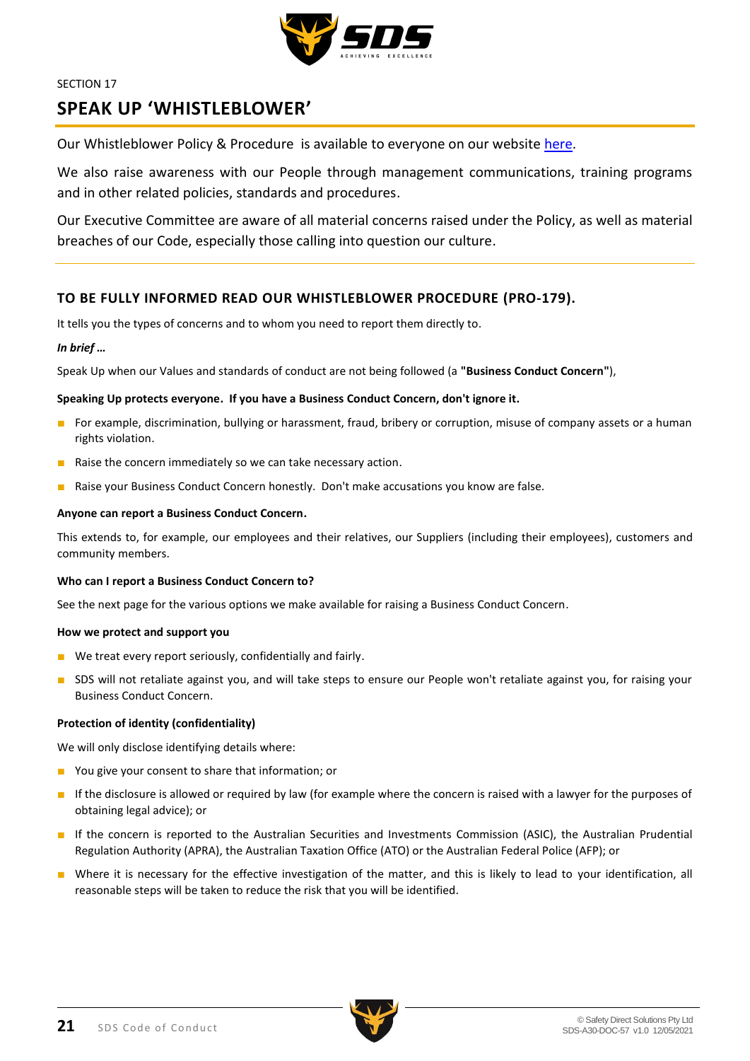SECTION 17

# SPEAK UP 'WHISTLEBLOWER'

Our Whistleblower Policy & Procedure is available to everyone on our website here.

We also raise awareness with our People through management communications, training programs and in other related policies, standards and procedures.

Our Executive Committee are aware of all material concerns raised under the Policy, as well as material breaches of our Code, especially those calling into question our culture.

## TO BE FULLY INFORMED READ OUR WHISTLEBLOWER PROCEDURE (PRO-179).

It tells you the types of concerns and to whom you need to report them directly to.

***In brief …***

Speak Up when our Values and standards of conduct are not being followed (a **"Business Conduct Concern"**),

**Speaking Up protects everyone. If you have a Business Conduct Concern, don't ignore it.**

- For example, discrimination, bullying or harassment, fraud, bribery or corruption, misuse of company assets or a human rights violation.
- Raise the concern immediately so we can take necessary action.
- Raise your Business Conduct Concern honestly. Don't make accusations you know are false.

**Anyone can report a Business Conduct Concern.**

This extends to, for example, our employees and their relatives, our Suppliers (including their employees), customers and community members.

**Who can I report a Business Conduct Concern to?**

See the next page for the various options we make available for raising a Business Conduct Concern.

**How we protect and support you**

- We treat every report seriously, confidentially and fairly.
- SDS will not retaliate against you, and will take steps to ensure our People won't retaliate against you, for raising your Business Conduct Concern.

**Protection of identity (confidentiality)**

We will only disclose identifying details where:

- You give your consent to share that information; or
- If the disclosure is allowed or required by law (for example where the concern is raised with a lawyer for the purposes of obtaining legal advice); or
- If the concern is reported to the Australian Securities and Investments Commission (ASIC), the Australian Prudential Regulation Authority (APRA), the Australian Taxation Office (ATO) or the Australian Federal Police (AFP); or
- Where it is necessary for the effective investigation of the matter, and this is likely to lead to your identification, all reasonable steps will be taken to reduce the risk that you will be identified.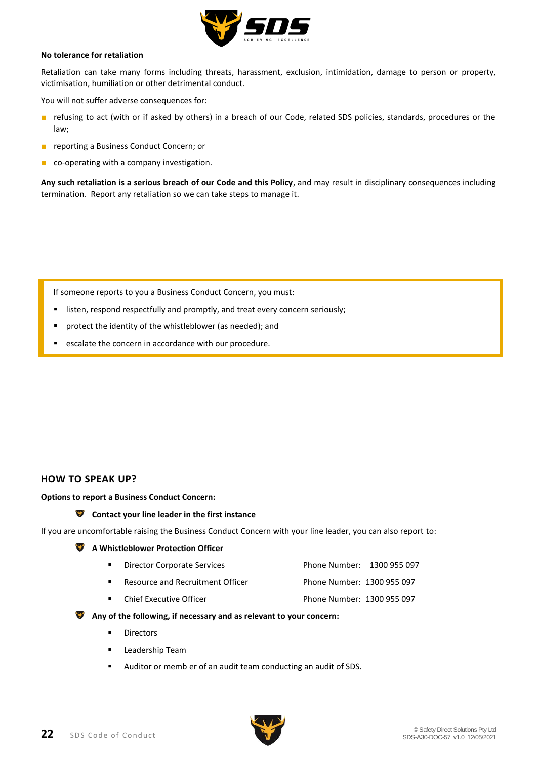**No tolerance for retaliation**

Retaliation can take many forms including threats, harassment, exclusion, intimidation, damage to person or property, victimisation, humiliation or other detrimental conduct.

You will not suffer adverse consequences for:

- refusing to act (with or if asked by others) in a breach of our Code, related SDS policies, standards, procedures or the law;
- reporting a Business Conduct Concern; or
- co-operating with a company investigation.

**Any such retaliation is a serious breach of our Code and this Policy**, and may result in disciplinary consequences including termination. Report any retaliation so we can take steps to manage it.

> If someone reports to you a Business Conduct Concern, you must:
>
> - listen, respond respectfully and promptly, and treat every concern seriously;
> - protect the identity of the whistleblower (as needed); and
> - escalate the concern in accordance with our procedure.

## HOW TO SPEAK UP?

**Options to report a Business Conduct Concern:**

- **Contact your line leader in the first instance**

If you are uncomfortable raising the Business Conduct Concern with your line leader, you can also report to:

- **A Whistleblower Protection Officer**
  - Director Corporate Services — Phone Number: 1300 955 097
  - Resource and Recruitment Officer — Phone Number: 1300 955 097
  - Chief Executive Officer — Phone Number: 1300 955 097
- **Any of the following, if necessary and as relevant to your concern:**
  - Directors
  - Leadership Team
  - Auditor or memb er of an audit team conducting an audit of SDS.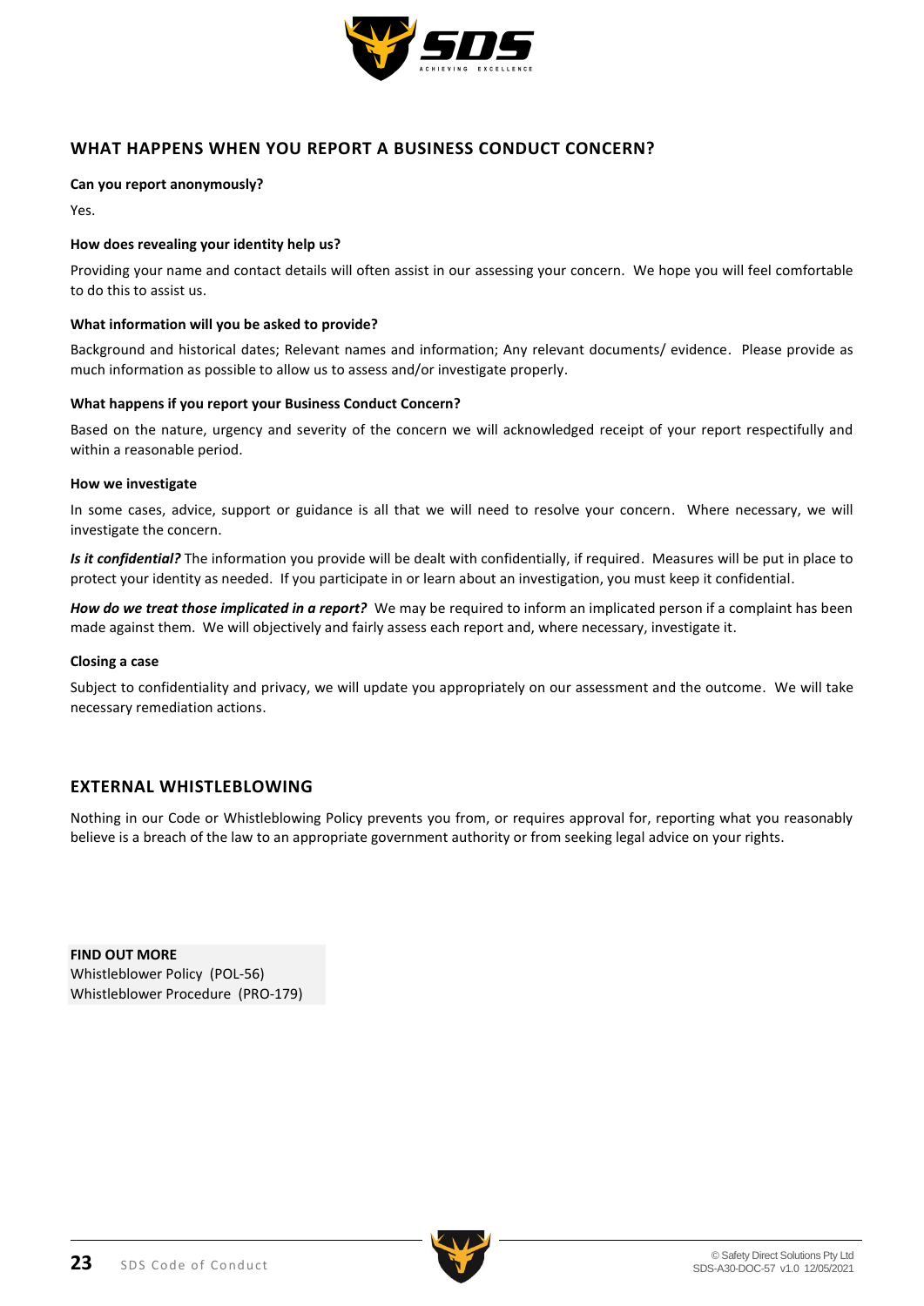## WHAT HAPPENS WHEN YOU REPORT A BUSINESS CONDUCT CONCERN?

**Can you report anonymously?**

Yes.

**How does revealing your identity help us?**

Providing your name and contact details will often assist in our assessing your concern. We hope you will feel comfortable to do this to assist us.

**What information will you be asked to provide?**

Background and historical dates; Relevant names and information; Any relevant documents/ evidence. Please provide as much information as possible to allow us to assess and/or investigate properly.

**What happens if you report your Business Conduct Concern?**

Based on the nature, urgency and severity of the concern we will acknowledged receipt of your report respectifully and within a reasonable period.

**How we investigate**

In some cases, advice, support or guidance is all that we will need to resolve your concern. Where necessary, we will investigate the concern.

***Is it confidential?*** The information you provide will be dealt with confidentially, if required. Measures will be put in place to protect your identity as needed. If you participate in or learn about an investigation, you must keep it confidential.

***How do we treat those implicated in a report?*** We may be required to inform an implicated person if a complaint has been made against them. We will objectively and fairly assess each report and, where necessary, investigate it.

**Closing a case**

Subject to confidentiality and privacy, we will update you appropriately on our assessment and the outcome. We will take necessary remediation actions.

## EXTERNAL WHISTLEBLOWING

Nothing in our Code or Whistleblowing Policy prevents you from, or requires approval for, reporting what you reasonably believe is a breach of the law to an appropriate government authority or from seeking legal advice on your rights.

**FIND OUT MORE**
Whistleblower Policy (POL-56)
Whistleblower Procedure (PRO-179)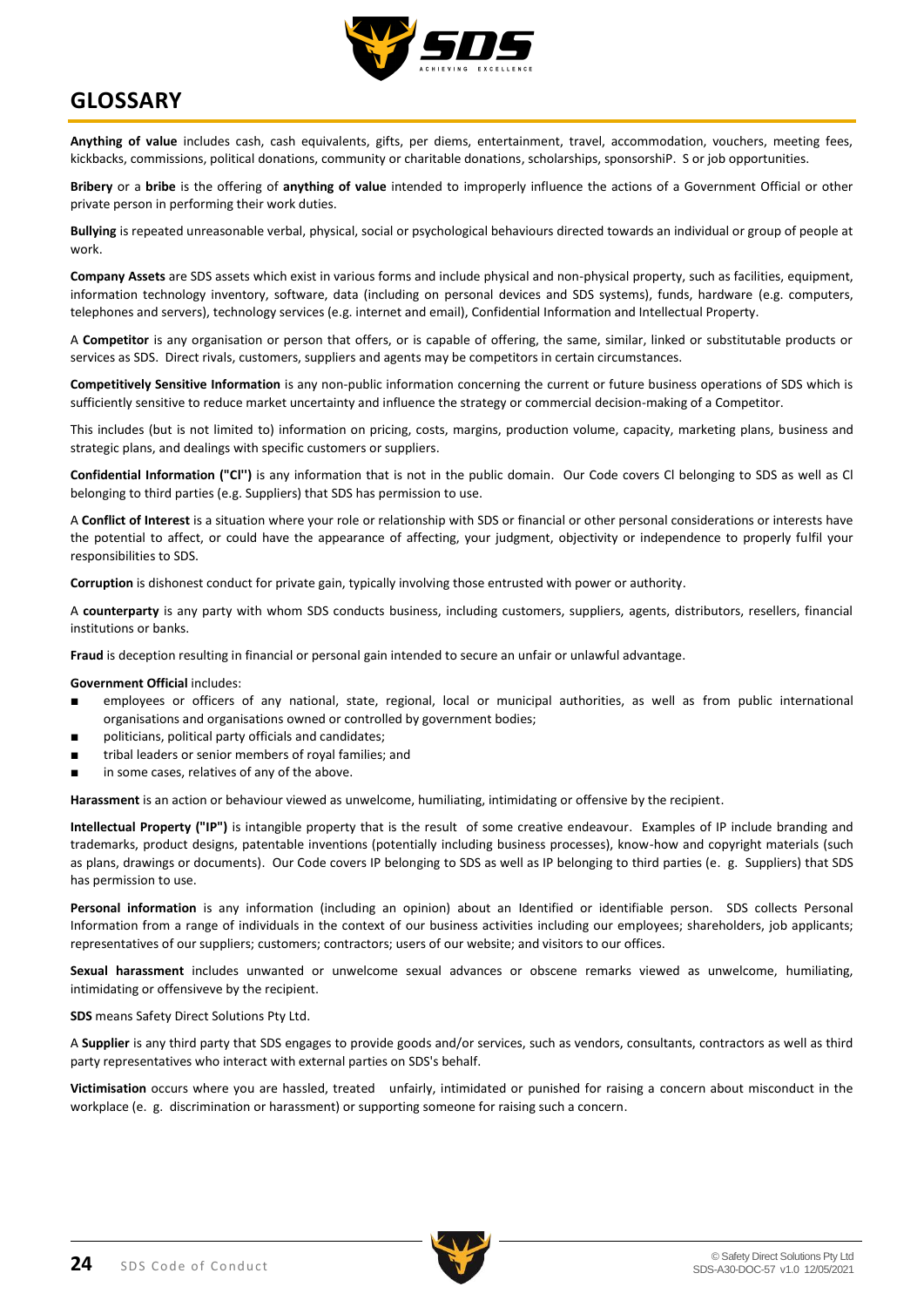# GLOSSARY

**Anything of value** includes cash, cash equivalents, gifts, per diems, entertainment, travel, accommodation, vouchers, meeting fees, kickbacks, commissions, political donations, community or charitable donations, scholarships, sponsorshiP. S or job opportunities.

**Bribery** or a **bribe** is the offering of **anything of value** intended to improperly influence the actions of a Government Official or other private person in performing their work duties.

**Bullying** is repeated unreasonable verbal, physical, social or psychological behaviours directed towards an individual or group of people at work.

**Company Assets** are SDS assets which exist in various forms and include physical and non-physical property, such as facilities, equipment, information technology inventory, software, data (including on personal devices and SDS systems), funds, hardware (e.g. computers, telephones and servers), technology services (e.g. internet and email), Confidential Information and Intellectual Property.

A **Competitor** is any organisation or person that offers, or is capable of offering, the same, similar, linked or substitutable products or services as SDS. Direct rivals, customers, suppliers and agents may be competitors in certain circumstances.

**Competitively Sensitive Information** is any non-public information concerning the current or future business operations of SDS which is sufficiently sensitive to reduce market uncertainty and influence the strategy or commercial decision-making of a Competitor.

This includes (but is not limited to) information on pricing, costs, margins, production volume, capacity, marketing plans, business and strategic plans, and dealings with specific customers or suppliers.

**Confidential Information ("Cl")** is any information that is not in the public domain. Our Code covers Cl belonging to SDS as well as Cl belonging to third parties (e.g. Suppliers) that SDS has permission to use.

A **Conflict of Interest** is a situation where your role or relationship with SDS or financial or other personal considerations or interests have the potential to affect, or could have the appearance of affecting, your judgment, objectivity or independence to properly fulfil your responsibilities to SDS.

**Corruption** is dishonest conduct for private gain, typically involving those entrusted with power or authority.

A **counterparty** is any party with whom SDS conducts business, including customers, suppliers, agents, distributors, resellers, financial institutions or banks.

**Fraud** is deception resulting in financial or personal gain intended to secure an unfair or unlawful advantage.

**Government Official** includes:

- employees or officers of any national, state, regional, local or municipal authorities, as well as from public international organisations and organisations owned or controlled by government bodies;
- politicians, political party officials and candidates;
- tribal leaders or senior members of royal families; and
- in some cases, relatives of any of the above.

**Harassment** is an action or behaviour viewed as unwelcome, humiliating, intimidating or offensive by the recipient.

**Intellectual Property ("IP")** is intangible property that is the result of some creative endeavour. Examples of IP include branding and trademarks, product designs, patentable inventions (potentially including business processes), know-how and copyright materials (such as plans, drawings or documents). Our Code covers IP belonging to SDS as well as IP belonging to third parties (e. g. Suppliers) that SDS has permission to use.

**Personal information** is any information (including an opinion) about an Identified or identifiable person. SDS collects Personal Information from a range of individuals in the context of our business activities including our employees; shareholders, job applicants; representatives of our suppliers; customers; contractors; users of our website; and visitors to our offices.

**Sexual harassment** includes unwanted or unwelcome sexual advances or obscene remarks viewed as unwelcome, humiliating, intimidating or offensiveve by the recipient.

**SDS** means Safety Direct Solutions Pty Ltd.

A **Supplier** is any third party that SDS engages to provide goods and/or services, such as vendors, consultants, contractors as well as third party representatives who interact with external parties on SDS's behalf.

**Victimisation** occurs where you are hassled, treated unfairly, intimidated or punished for raising a concern about misconduct in the workplace (e. g. discrimination or harassment) or supporting someone for raising such a concern.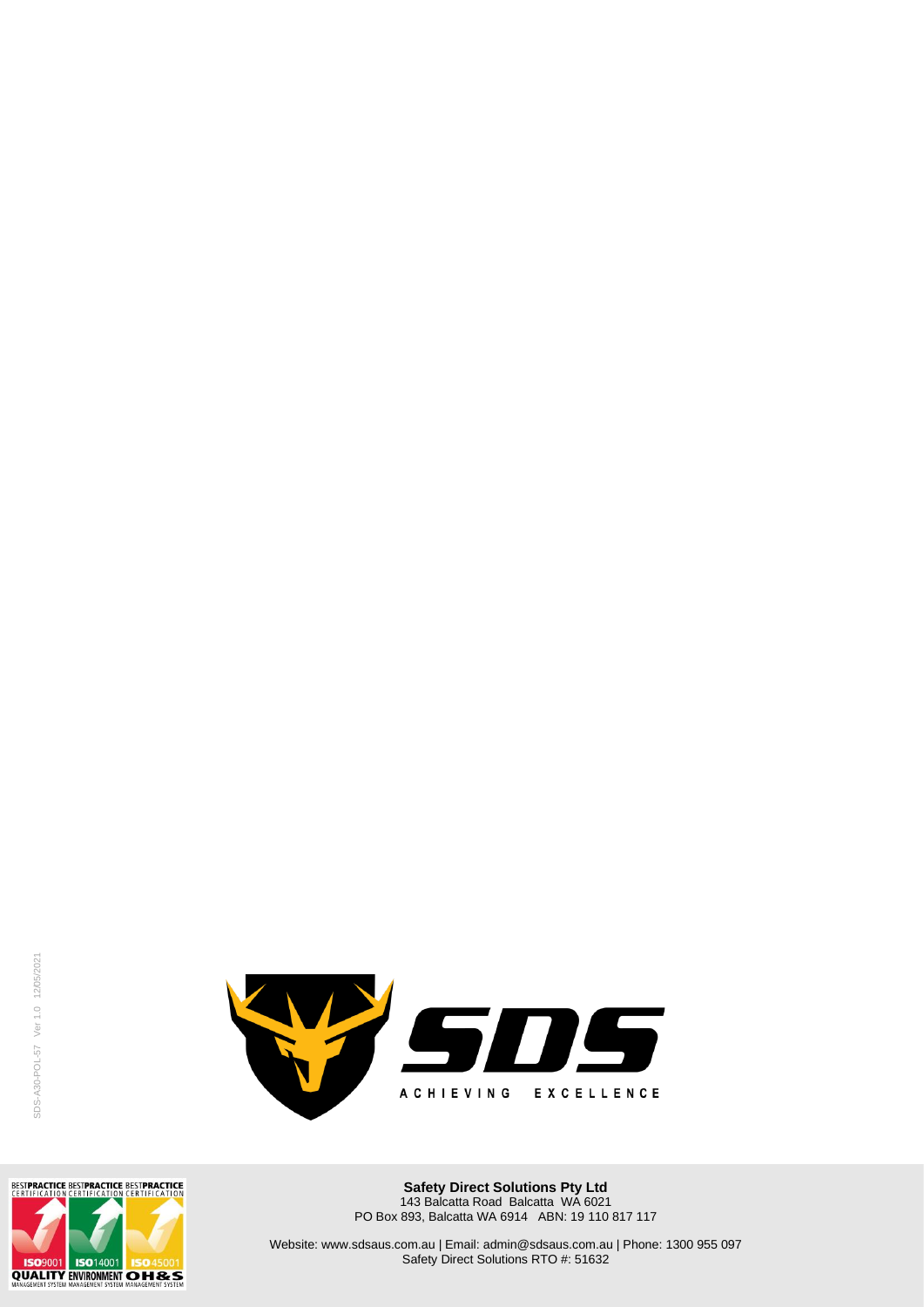SDS-A30-POL-57 Ver 1.0 12/05/2021

SDS

ACHIEVING EXCELLENCE

**Safety Direct Solutions Pty Ltd**
143 Balcatta Road Balcatta WA 6021
PO Box 893, Balcatta WA 6914 ABN: 19 110 817 117

Website: www.sdsaus.com.au | Email: admin@sdsaus.com.au | Phone: 1300 955 097
Safety Direct Solutions RTO #: 51632